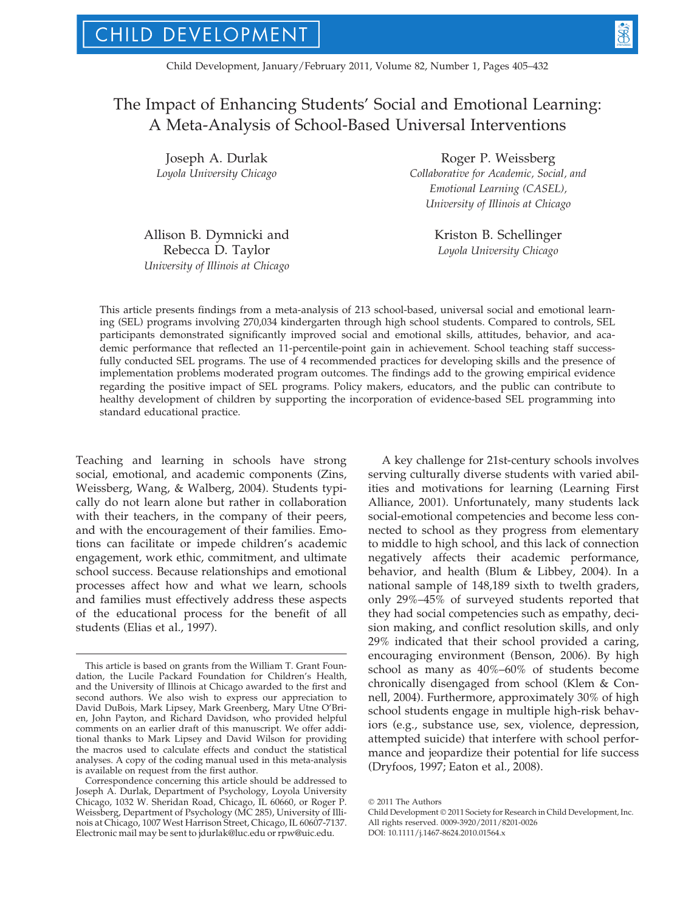# The Impact of Enhancing Students' Social and Emotional Learning: A Meta-Analysis of School-Based Universal Interventions

Joseph A. Durlak
*Loyola University Chicago*

Roger P. Weissberg
*Collaborative for Academic, Social, and Emotional Learning (CASEL), University of Illinois at Chicago*

Allison B. Dymnicki and Rebecca D. Taylor
*University of Illinois at Chicago*

Kriston B. Schellinger
*Loyola University Chicago*

This article presents findings from a meta-analysis of 213 school-based, universal social and emotional learning (SEL) programs involving 270,034 kindergarten through high school students. Compared to controls, SEL participants demonstrated significantly improved social and emotional skills, attitudes, behavior, and academic performance that reflected an 11-percentile-point gain in achievement. School teaching staff successfully conducted SEL programs. The use of 4 recommended practices for developing skills and the presence of implementation problems moderated program outcomes. The findings add to the growing empirical evidence regarding the positive impact of SEL programs. Policy makers, educators, and the public can contribute to healthy development of children by supporting the incorporation of evidence-based SEL programming into standard educational practice.

Teaching and learning in schools have strong social, emotional, and academic components (Zins, Weissberg, Wang, & Walberg, 2004). Students typically do not learn alone but rather in collaboration with their teachers, in the company of their peers, and with the encouragement of their families. Emotions can facilitate or impede children's academic engagement, work ethic, commitment, and ultimate school success. Because relationships and emotional processes affect how and what we learn, schools and families must effectively address these aspects of the educational process for the benefit of all students (Elias et al., 1997).

A key challenge for 21st-century schools involves serving culturally diverse students with varied abilities and motivations for learning (Learning First Alliance, 2001). Unfortunately, many students lack social-emotional competencies and become less connected to school as they progress from elementary to middle to high school, and this lack of connection negatively affects their academic performance, behavior, and health (Blum & Libbey, 2004). In a national sample of 148,189 sixth to twelth graders, only 29%–45% of surveyed students reported that they had social competencies such as empathy, decision making, and conflict resolution skills, and only 29% indicated that their school provided a caring, encouraging environment (Benson, 2006). By high school as many as 40%–60% of students become chronically disengaged from school (Klem & Connell, 2004). Furthermore, approximately 30% of high school students engage in multiple high-risk behaviors (e.g., substance use, sex, violence, depression, attempted suicide) that interfere with school performance and jeopardize their potential for life success (Dryfoos, 1997; Eaton et al., 2008).

This article is based on grants from the William T. Grant Foundation, the Lucile Packard Foundation for Children's Health, and the University of Illinois at Chicago awarded to the first and second authors. We also wish to express our appreciation to David DuBois, Mark Lipsey, Mark Greenberg, Mary Utne O'Brien, John Payton, and Richard Davidson, who provided helpful comments on an earlier draft of this manuscript. We offer additional thanks to Mark Lipsey and David Wilson for providing the macros used to calculate effects and conduct the statistical analyses. A copy of the coding manual used in this meta-analysis is available on request from the first author.

Correspondence concerning this article should be addressed to Joseph A. Durlak, Department of Psychology, Loyola University Chicago, 1032 W. Sheridan Road, Chicago, IL 60660, or Roger P. Weissberg, Department of Psychology (MC 285), University of Illinois at Chicago, 1007 West Harrison Street, Chicago, IL 60607-7137. Electronic mail may be sent to jdurlak@luc.edu or rpw@uic.edu.

© 2011 The Authors
Child Development © 2011 Society for Research in Child Development, Inc.
All rights reserved. 0009-3920/2011/8201-0026
DOI: 10.1111/j.1467-8624.2010.01564.x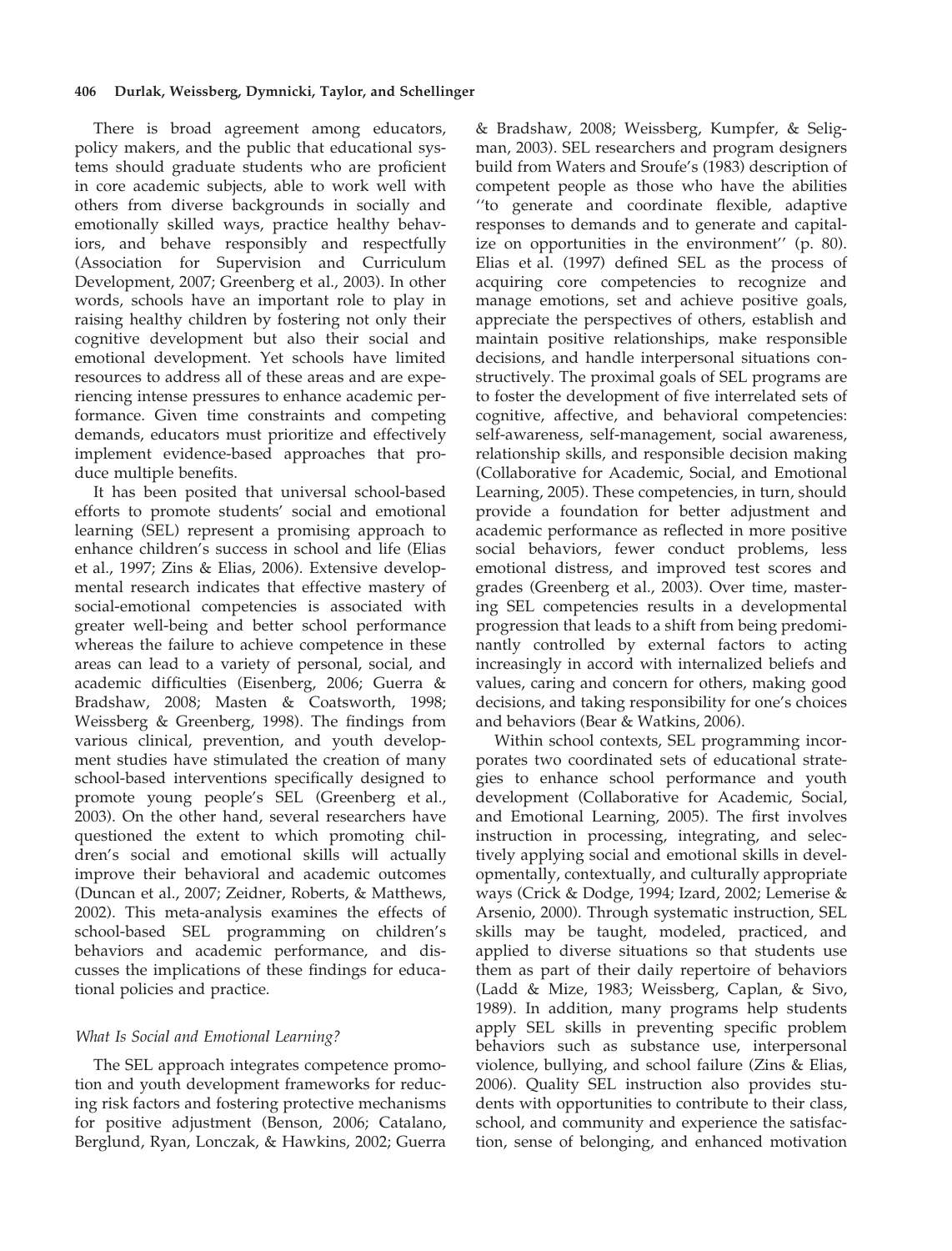There is broad agreement among educators, policy makers, and the public that educational systems should graduate students who are proficient in core academic subjects, able to work well with others from diverse backgrounds in socially and emotionally skilled ways, practice healthy behaviors, and behave responsibly and respectfully (Association for Supervision and Curriculum Development, 2007; Greenberg et al., 2003). In other words, schools have an important role to play in raising healthy children by fostering not only their cognitive development but also their social and emotional development. Yet schools have limited resources to address all of these areas and are experiencing intense pressures to enhance academic performance. Given time constraints and competing demands, educators must prioritize and effectively implement evidence-based approaches that produce multiple benefits.

It has been posited that universal school-based efforts to promote students' social and emotional learning (SEL) represent a promising approach to enhance children's success in school and life (Elias et al., 1997; Zins & Elias, 2006). Extensive developmental research indicates that effective mastery of social-emotional competencies is associated with greater well-being and better school performance whereas the failure to achieve competence in these areas can lead to a variety of personal, social, and academic difficulties (Eisenberg, 2006; Guerra & Bradshaw, 2008; Masten & Coatsworth, 1998; Weissberg & Greenberg, 1998). The findings from various clinical, prevention, and youth development studies have stimulated the creation of many school-based interventions specifically designed to promote young people's SEL (Greenberg et al., 2003). On the other hand, several researchers have questioned the extent to which promoting children's social and emotional skills will actually improve their behavioral and academic outcomes (Duncan et al., 2007; Zeidner, Roberts, & Matthews, 2002). This meta-analysis examines the effects of school-based SEL programming on children's behaviors and academic performance, and discusses the implications of these findings for educational policies and practice.

### *What Is Social and Emotional Learning?*

The SEL approach integrates competence promotion and youth development frameworks for reducing risk factors and fostering protective mechanisms for positive adjustment (Benson, 2006; Catalano, Berglund, Ryan, Lonczak, & Hawkins, 2002; Guerra & Bradshaw, 2008; Weissberg, Kumpfer, & Seligman, 2003). SEL researchers and program designers build from Waters and Sroufe's (1983) description of competent people as those who have the abilities ''to generate and coordinate flexible, adaptive responses to demands and to generate and capitalize on opportunities in the environment'' (p. 80). Elias et al. (1997) defined SEL as the process of acquiring core competencies to recognize and manage emotions, set and achieve positive goals, appreciate the perspectives of others, establish and maintain positive relationships, make responsible decisions, and handle interpersonal situations constructively. The proximal goals of SEL programs are to foster the development of five interrelated sets of cognitive, affective, and behavioral competencies: self-awareness, self-management, social awareness, relationship skills, and responsible decision making (Collaborative for Academic, Social, and Emotional Learning, 2005). These competencies, in turn, should provide a foundation for better adjustment and academic performance as reflected in more positive social behaviors, fewer conduct problems, less emotional distress, and improved test scores and grades (Greenberg et al., 2003). Over time, mastering SEL competencies results in a developmental progression that leads to a shift from being predominantly controlled by external factors to acting increasingly in accord with internalized beliefs and values, caring and concern for others, making good decisions, and taking responsibility for one's choices and behaviors (Bear & Watkins, 2006).

Within school contexts, SEL programming incorporates two coordinated sets of educational strategies to enhance school performance and youth development (Collaborative for Academic, Social, and Emotional Learning, 2005). The first involves instruction in processing, integrating, and selectively applying social and emotional skills in developmentally, contextually, and culturally appropriate ways (Crick & Dodge, 1994; Izard, 2002; Lemerise & Arsenio, 2000). Through systematic instruction, SEL skills may be taught, modeled, practiced, and applied to diverse situations so that students use them as part of their daily repertoire of behaviors (Ladd & Mize, 1983; Weissberg, Caplan, & Sivo, 1989). In addition, many programs help students apply SEL skills in preventing specific problem behaviors such as substance use, interpersonal violence, bullying, and school failure (Zins & Elias, 2006). Quality SEL instruction also provides students with opportunities to contribute to their class, school, and community and experience the satisfaction, sense of belonging, and enhanced motivation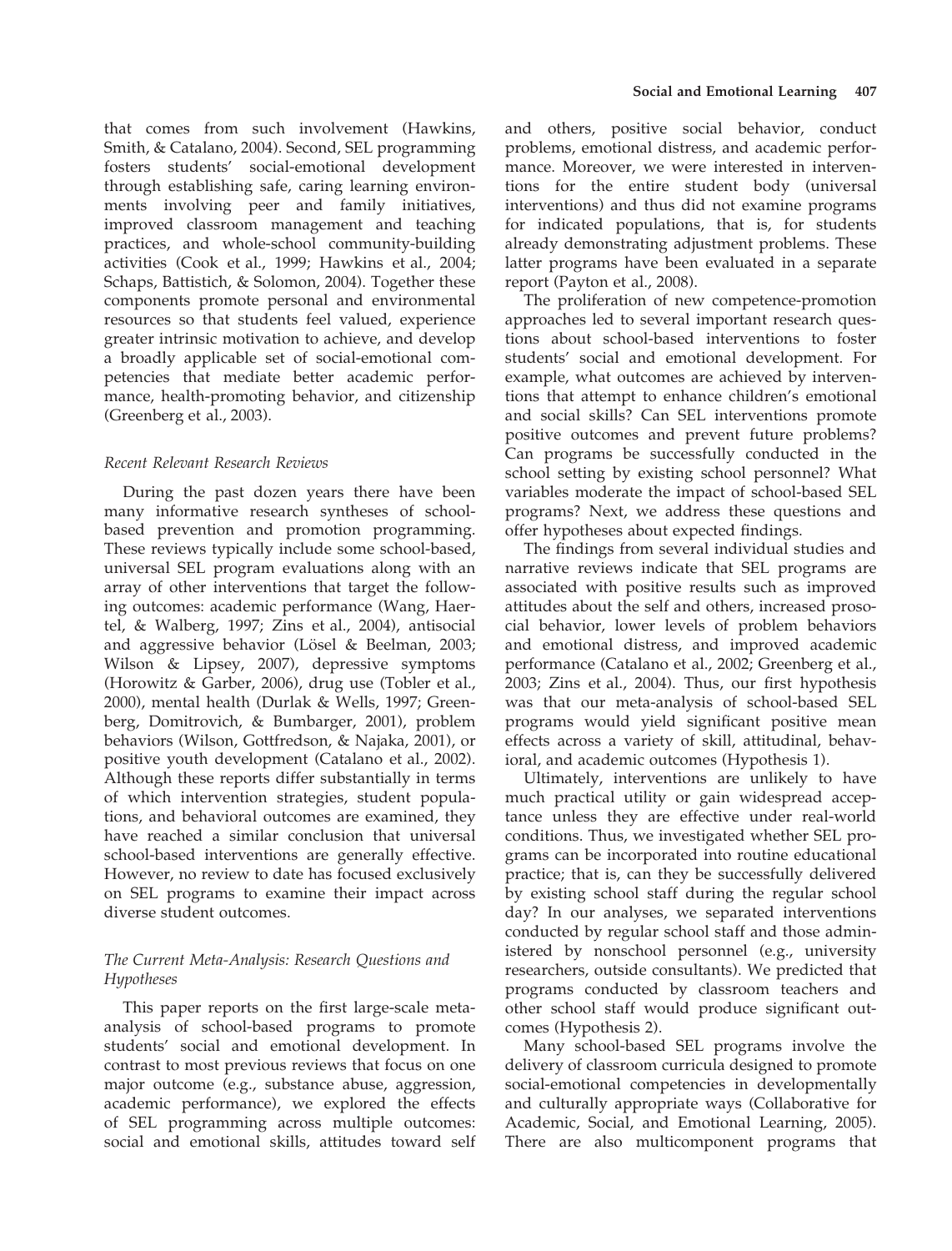that comes from such involvement (Hawkins, Smith, & Catalano, 2004). Second, SEL programming fosters students' social-emotional development through establishing safe, caring learning environments involving peer and family initiatives, improved classroom management and teaching practices, and whole-school community-building activities (Cook et al., 1999; Hawkins et al., 2004; Schaps, Battistich, & Solomon, 2004). Together these components promote personal and environmental resources so that students feel valued, experience greater intrinsic motivation to achieve, and develop a broadly applicable set of social-emotional competencies that mediate better academic performance, health-promoting behavior, and citizenship (Greenberg et al., 2003).

### *Recent Relevant Research Reviews*

During the past dozen years there have been many informative research syntheses of school-based prevention and promotion programming. These reviews typically include some school-based, universal SEL program evaluations along with an array of other interventions that target the following outcomes: academic performance (Wang, Haertel, & Walberg, 1997; Zins et al., 2004), antisocial and aggressive behavior (Lösel & Beelman, 2003; Wilson & Lipsey, 2007), depressive symptoms (Horowitz & Garber, 2006), drug use (Tobler et al., 2000), mental health (Durlak & Wells, 1997; Greenberg, Domitrovich, & Bumbarger, 2001), problem behaviors (Wilson, Gottfredson, & Najaka, 2001), or positive youth development (Catalano et al., 2002). Although these reports differ substantially in terms of which intervention strategies, student populations, and behavioral outcomes are examined, they have reached a similar conclusion that universal school-based interventions are generally effective. However, no review to date has focused exclusively on SEL programs to examine their impact across diverse student outcomes.

### *The Current Meta-Analysis: Research Questions and Hypotheses*

This paper reports on the first large-scale meta-analysis of school-based programs to promote students' social and emotional development. In contrast to most previous reviews that focus on one major outcome (e.g., substance abuse, aggression, academic performance), we explored the effects of SEL programming across multiple outcomes: social and emotional skills, attitudes toward self and others, positive social behavior, conduct problems, emotional distress, and academic performance. Moreover, we were interested in interventions for the entire student body (universal interventions) and thus did not examine programs for indicated populations, that is, for students already demonstrating adjustment problems. These latter programs have been evaluated in a separate report (Payton et al., 2008).

The proliferation of new competence-promotion approaches led to several important research questions about school-based interventions to foster students' social and emotional development. For example, what outcomes are achieved by interventions that attempt to enhance children's emotional and social skills? Can SEL interventions promote positive outcomes and prevent future problems? Can programs be successfully conducted in the school setting by existing school personnel? What variables moderate the impact of school-based SEL programs? Next, we address these questions and offer hypotheses about expected findings.

The findings from several individual studies and narrative reviews indicate that SEL programs are associated with positive results such as improved attitudes about the self and others, increased prosocial behavior, lower levels of problem behaviors and emotional distress, and improved academic performance (Catalano et al., 2002; Greenberg et al., 2003; Zins et al., 2004). Thus, our first hypothesis was that our meta-analysis of school-based SEL programs would yield significant positive mean effects across a variety of skill, attitudinal, behavioral, and academic outcomes (Hypothesis 1).

Ultimately, interventions are unlikely to have much practical utility or gain widespread acceptance unless they are effective under real-world conditions. Thus, we investigated whether SEL programs can be incorporated into routine educational practice; that is, can they be successfully delivered by existing school staff during the regular school day? In our analyses, we separated interventions conducted by regular school staff and those administered by nonschool personnel (e.g., university researchers, outside consultants). We predicted that programs conducted by classroom teachers and other school staff would produce significant outcomes (Hypothesis 2).

Many school-based SEL programs involve the delivery of classroom curricula designed to promote social-emotional competencies in developmentally and culturally appropriate ways (Collaborative for Academic, Social, and Emotional Learning, 2005). There are also multicomponent programs that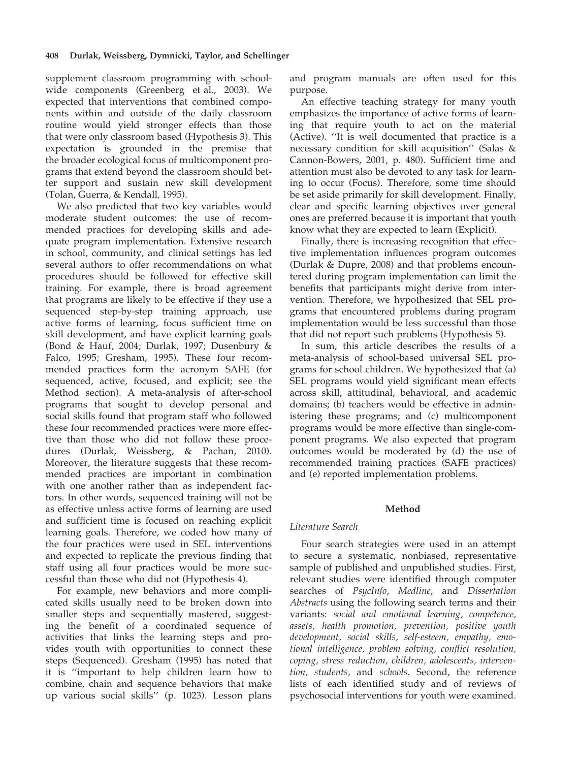supplement classroom programming with schoolwide components (Greenberg et al., 2003). We expected that interventions that combined components within and outside of the daily classroom routine would yield stronger effects than those that were only classroom based (Hypothesis 3). This expectation is grounded in the premise that the broader ecological focus of multicomponent programs that extend beyond the classroom should better support and sustain new skill development (Tolan, Guerra, & Kendall, 1995).

We also predicted that two key variables would moderate student outcomes: the use of recommended practices for developing skills and adequate program implementation. Extensive research in school, community, and clinical settings has led several authors to offer recommendations on what procedures should be followed for effective skill training. For example, there is broad agreement that programs are likely to be effective if they use a sequenced step-by-step training approach, use active forms of learning, focus sufficient time on skill development, and have explicit learning goals (Bond & Hauf, 2004; Durlak, 1997; Dusenbury & Falco, 1995; Gresham, 1995). These four recommended practices form the acronym SAFE (for sequenced, active, focused, and explicit; see the Method section). A meta-analysis of after-school programs that sought to develop personal and social skills found that program staff who followed these four recommended practices were more effective than those who did not follow these procedures (Durlak, Weissberg, & Pachan, 2010). Moreover, the literature suggests that these recommended practices are important in combination with one another rather than as independent factors. In other words, sequenced training will not be as effective unless active forms of learning are used and sufficient time is focused on reaching explicit learning goals. Therefore, we coded how many of the four practices were used in SEL interventions and expected to replicate the previous finding that staff using all four practices would be more successful than those who did not (Hypothesis 4).

For example, new behaviors and more complicated skills usually need to be broken down into smaller steps and sequentially mastered, suggesting the benefit of a coordinated sequence of activities that links the learning steps and provides youth with opportunities to connect these steps (Sequenced). Gresham (1995) has noted that it is ''important to help children learn how to combine, chain and sequence behaviors that make up various social skills'' (p. 1023). Lesson plans and program manuals are often used for this purpose.

An effective teaching strategy for many youth emphasizes the importance of active forms of learning that require youth to act on the material (Active). ''It is well documented that practice is a necessary condition for skill acquisition'' (Salas & Cannon-Bowers, 2001, p. 480). Sufficient time and attention must also be devoted to any task for learning to occur (Focus). Therefore, some time should be set aside primarily for skill development. Finally, clear and specific learning objectives over general ones are preferred because it is important that youth know what they are expected to learn (Explicit).

Finally, there is increasing recognition that effective implementation influences program outcomes (Durlak & Dupre, 2008) and that problems encountered during program implementation can limit the benefits that participants might derive from intervention. Therefore, we hypothesized that SEL programs that encountered problems during program implementation would be less successful than those that did not report such problems (Hypothesis 5).

In sum, this article describes the results of a meta-analysis of school-based universal SEL programs for school children. We hypothesized that (a) SEL programs would yield significant mean effects across skill, attitudinal, behavioral, and academic domains; (b) teachers would be effective in administering these programs; and (c) multicomponent programs would be more effective than single-component programs. We also expected that program outcomes would be moderated by (d) the use of recommended training practices (SAFE practices) and (e) reported implementation problems.

## Method

### Literature Search

Four search strategies were used in an attempt to secure a systematic, nonbiased, representative sample of published and unpublished studies. First, relevant studies were identified through computer searches of *PsycInfo*, *Medline*, and *Dissertation Abstracts* using the following search terms and their variants: *social and emotional learning, competence, assets, health promotion, prevention, positive youth development, social skills, self-esteem, empathy, emotional intelligence, problem solving, conflict resolution, coping, stress reduction, children, adolescents, intervention, students,* and *schools*. Second, the reference lists of each identified study and of reviews of psychosocial interventions for youth were examined.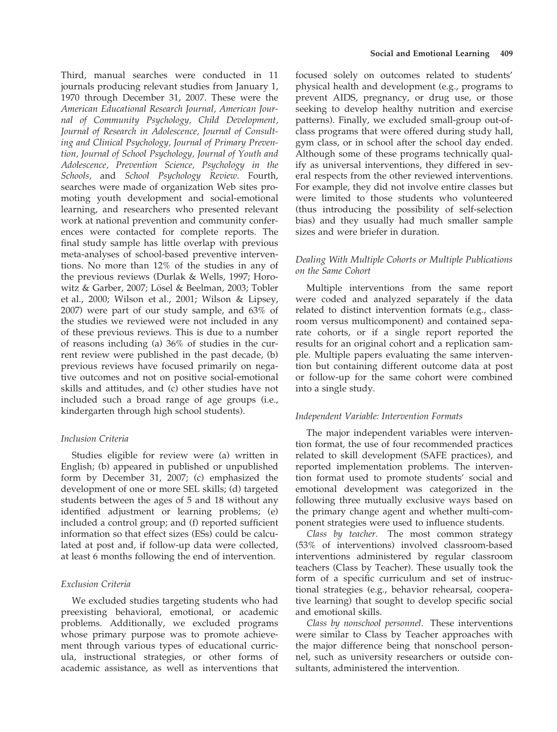Third, manual searches were conducted in 11 journals producing relevant studies from January 1, 1970 through December 31, 2007. These were the *American Educational Research Journal, American Journal of Community Psychology, Child Development, Journal of Research in Adolescence, Journal of Consulting and Clinical Psychology, Journal of Primary Prevention, Journal of School Psychology, Journal of Youth and Adolescence, Prevention Science, Psychology in the Schools,* and *School Psychology Review.* Fourth, searches were made of organization Web sites promoting youth development and social-emotional learning, and researchers who presented relevant work at national prevention and community conferences were contacted for complete reports. The final study sample has little overlap with previous meta-analyses of school-based preventive interventions. No more than 12% of the studies in any of the previous reviews (Durlak & Wells, 1997; Horowitz & Garber, 2007; Lösel & Beelman, 2003; Tobler et al., 2000; Wilson et al., 2001; Wilson & Lipsey, 2007) were part of our study sample, and 63% of the studies we reviewed were not included in any of these previous reviews. This is due to a number of reasons including (a) 36% of studies in the current review were published in the past decade, (b) previous reviews have focused primarily on negative outcomes and not on positive social-emotional skills and attitudes, and (c) other studies have not included such a broad range of age groups (i.e., kindergarten through high school students).

### Inclusion Criteria

Studies eligible for review were (a) written in English; (b) appeared in published or unpublished form by December 31, 2007; (c) emphasized the development of one or more SEL skills; (d) targeted students between the ages of 5 and 18 without any identified adjustment or learning problems; (e) included a control group; and (f) reported sufficient information so that effect sizes (ESs) could be calculated at post and, if follow-up data were collected, at least 6 months following the end of intervention.

### Exclusion Criteria

We excluded studies targeting students who had preexisting behavioral, emotional, or academic problems. Additionally, we excluded programs whose primary purpose was to promote achievement through various types of educational curricula, instructional strategies, or other forms of academic assistance, as well as interventions that focused solely on outcomes related to students' physical health and development (e.g., programs to prevent AIDS, pregnancy, or drug use, or those seeking to develop healthy nutrition and exercise patterns). Finally, we excluded small-group out-of-class programs that were offered during study hall, gym class, or in school after the school day ended. Although some of these programs technically qualify as universal interventions, they differed in several respects from the other reviewed interventions. For example, they did not involve entire classes but were limited to those students who volunteered (thus introducing the possibility of self-selection bias) and they usually had much smaller sample sizes and were briefer in duration.

### Dealing With Multiple Cohorts or Multiple Publications on the Same Cohort

Multiple interventions from the same report were coded and analyzed separately if the data related to distinct intervention formats (e.g., classroom versus multicomponent) and contained separate cohorts, or if a single report reported the results for an original cohort and a replication sample. Multiple papers evaluating the same intervention but containing different outcome data at post or follow-up for the same cohort were combined into a single study.

### Independent Variable: Intervention Formats

The major independent variables were intervention format, the use of four recommended practices related to skill development (SAFE practices), and reported implementation problems. The intervention format used to promote students' social and emotional development was categorized in the following three mutually exclusive ways based on the primary change agent and whether multi-component strategies were used to influence students.

*Class by teacher.* The most common strategy (53% of interventions) involved classroom-based interventions administered by regular classroom teachers (Class by Teacher). These usually took the form of a specific curriculum and set of instructional strategies (e.g., behavior rehearsal, cooperative learning) that sought to develop specific social and emotional skills.

*Class by nonschool personnel.* These interventions were similar to Class by Teacher approaches with the major difference being that nonschool personnel, such as university researchers or outside consultants, administered the intervention.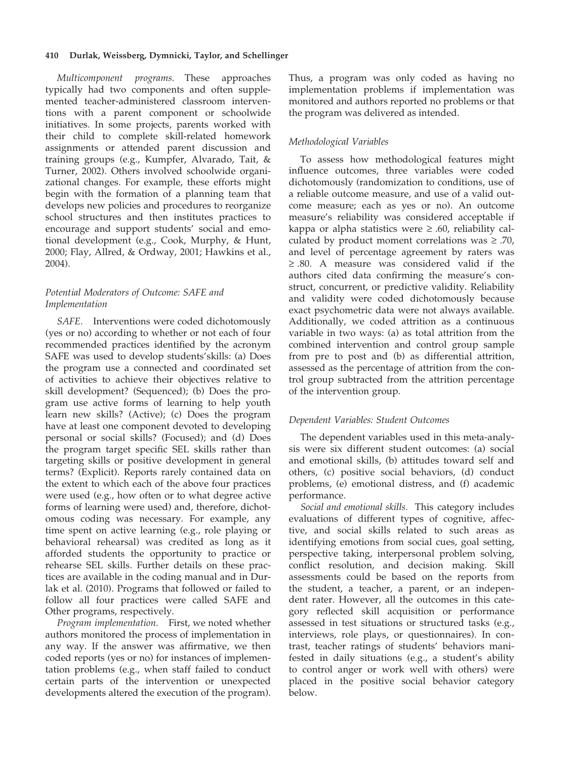*Multicomponent programs.* These approaches typically had two components and often supplemented teacher-administered classroom interventions with a parent component or schoolwide initiatives. In some projects, parents worked with their child to complete skill-related homework assignments or attended parent discussion and training groups (e.g., Kumpfer, Alvarado, Tait, & Turner, 2002). Others involved schoolwide organizational changes. For example, these efforts might begin with the formation of a planning team that develops new policies and procedures to reorganize school structures and then institutes practices to encourage and support students' social and emotional development (e.g., Cook, Murphy, & Hunt, 2000; Flay, Allred, & Ordway, 2001; Hawkins et al., 2004).

### *Potential Moderators of Outcome: SAFE and Implementation*

*SAFE.* Interventions were coded dichotomously (yes or no) according to whether or not each of four recommended practices identified by the acronym SAFE was used to develop students'skills: (a) Does the program use a connected and coordinated set of activities to achieve their objectives relative to skill development? (Sequenced); (b) Does the program use active forms of learning to help youth learn new skills? (Active); (c) Does the program have at least one component devoted to developing personal or social skills? (Focused); and (d) Does the program target specific SEL skills rather than targeting skills or positive development in general terms? (Explicit). Reports rarely contained data on the extent to which each of the above four practices were used (e.g., how often or to what degree active forms of learning were used) and, therefore, dichotomous coding was necessary. For example, any time spent on active learning (e.g., role playing or behavioral rehearsal) was credited as long as it afforded students the opportunity to practice or rehearse SEL skills. Further details on these practices are available in the coding manual and in Durlak et al. (2010). Programs that followed or failed to follow all four practices were called SAFE and Other programs, respectively.

*Program implementation.* First, we noted whether authors monitored the process of implementation in any way. If the answer was affirmative, we then coded reports (yes or no) for instances of implementation problems (e.g., when staff failed to conduct certain parts of the intervention or unexpected developments altered the execution of the program). Thus, a program was only coded as having no implementation problems if implementation was monitored and authors reported no problems or that the program was delivered as intended.

### *Methodological Variables*

To assess how methodological features might influence outcomes, three variables were coded dichotomously (randomization to conditions, use of a reliable outcome measure, and use of a valid outcome measure; each as yes or no). An outcome measure's reliability was considered acceptable if kappa or alpha statistics were $\geq .60$, reliability calculated by product moment correlations was $\geq .70$, and level of percentage agreement by raters was $\geq .80$. A measure was considered valid if the authors cited data confirming the measure's construct, concurrent, or predictive validity. Reliability and validity were coded dichotomously because exact psychometric data were not always available. Additionally, we coded attrition as a continuous variable in two ways: (a) as total attrition from the combined intervention and control group sample from pre to post and (b) as differential attrition, assessed as the percentage of attrition from the control group subtracted from the attrition percentage of the intervention group.

### *Dependent Variables: Student Outcomes*

The dependent variables used in this meta-analysis were six different student outcomes: (a) social and emotional skills, (b) attitudes toward self and others, (c) positive social behaviors, (d) conduct problems, (e) emotional distress, and (f) academic performance.

*Social and emotional skills.* This category includes evaluations of different types of cognitive, affective, and social skills related to such areas as identifying emotions from social cues, goal setting, perspective taking, interpersonal problem solving, conflict resolution, and decision making. Skill assessments could be based on the reports from the student, a teacher, a parent, or an independent rater. However, all the outcomes in this category reflected skill acquisition or performance assessed in test situations or structured tasks (e.g., interviews, role plays, or questionnaires). In contrast, teacher ratings of students' behaviors manifested in daily situations (e.g., a student's ability to control anger or work well with others) were placed in the positive social behavior category below.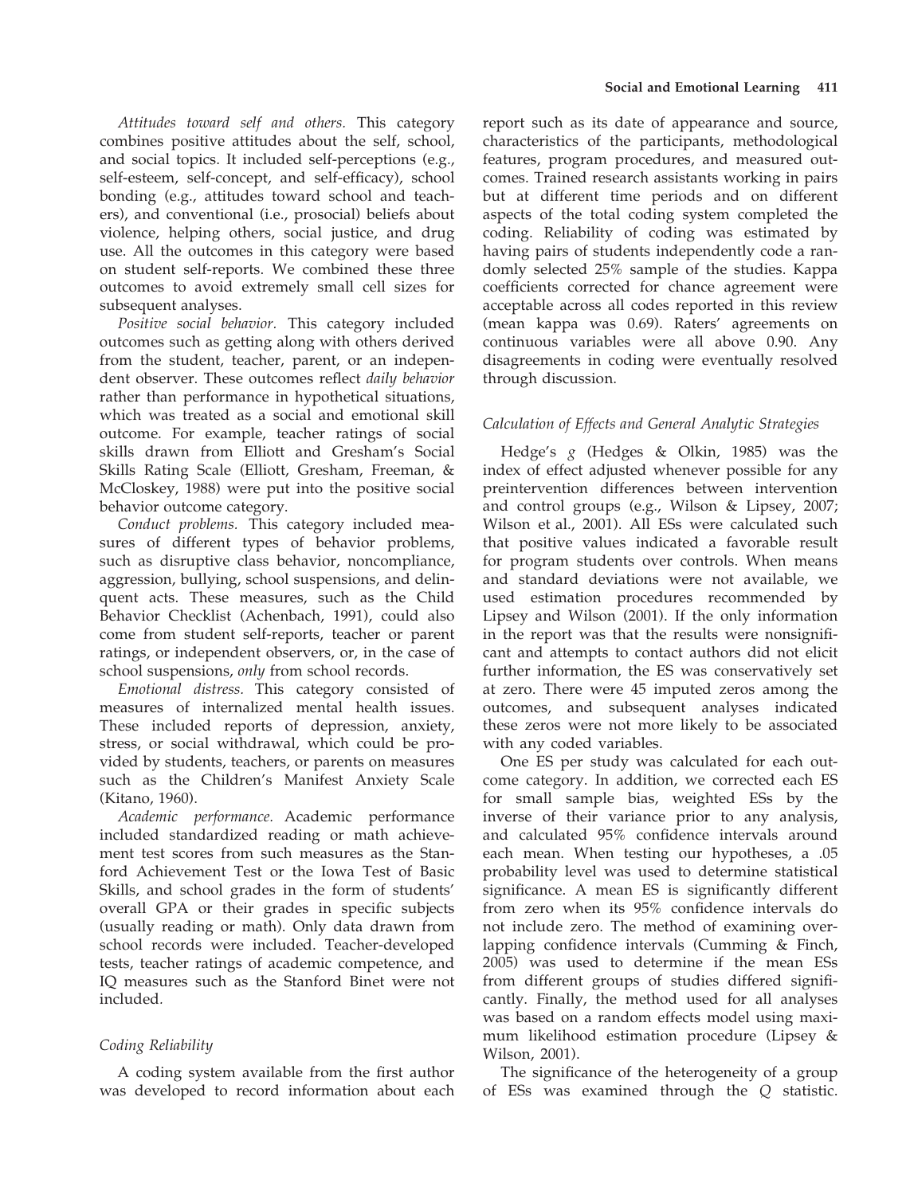*Attitudes toward self and others.* This category combines positive attitudes about the self, school, and social topics. It included self-perceptions (e.g., self-esteem, self-concept, and self-efficacy), school bonding (e.g., attitudes toward school and teachers), and conventional (i.e., prosocial) beliefs about violence, helping others, social justice, and drug use. All the outcomes in this category were based on student self-reports. We combined these three outcomes to avoid extremely small cell sizes for subsequent analyses.

*Positive social behavior.* This category included outcomes such as getting along with others derived from the student, teacher, parent, or an independent observer. These outcomes reflect *daily behavior* rather than performance in hypothetical situations, which was treated as a social and emotional skill outcome. For example, teacher ratings of social skills drawn from Elliott and Gresham's Social Skills Rating Scale (Elliott, Gresham, Freeman, & McCloskey, 1988) were put into the positive social behavior outcome category.

*Conduct problems.* This category included measures of different types of behavior problems, such as disruptive class behavior, noncompliance, aggression, bullying, school suspensions, and delinquent acts. These measures, such as the Child Behavior Checklist (Achenbach, 1991), could also come from student self-reports, teacher or parent ratings, or independent observers, or, in the case of school suspensions, *only* from school records.

*Emotional distress.* This category consisted of measures of internalized mental health issues. These included reports of depression, anxiety, stress, or social withdrawal, which could be provided by students, teachers, or parents on measures such as the Children's Manifest Anxiety Scale (Kitano, 1960).

*Academic performance.* Academic performance included standardized reading or math achievement test scores from such measures as the Stanford Achievement Test or the Iowa Test of Basic Skills, and school grades in the form of students' overall GPA or their grades in specific subjects (usually reading or math). Only data drawn from school records were included. Teacher-developed tests, teacher ratings of academic competence, and IQ measures such as the Stanford Binet were not included.

### Coding Reliability

A coding system available from the first author was developed to record information about each report such as its date of appearance and source, characteristics of the participants, methodological features, program procedures, and measured outcomes. Trained research assistants working in pairs but at different time periods and on different aspects of the total coding system completed the coding. Reliability of coding was estimated by having pairs of students independently code a randomly selected 25% sample of the studies. Kappa coefficients corrected for chance agreement were acceptable across all codes reported in this review (mean kappa was 0.69). Raters' agreements on continuous variables were all above 0.90. Any disagreements in coding were eventually resolved through discussion.

### Calculation of Effects and General Analytic Strategies

Hedge's $g$ (Hedges & Olkin, 1985) was the index of effect adjusted whenever possible for any preintervention differences between intervention and control groups (e.g., Wilson & Lipsey, 2007; Wilson et al., 2001). All ESs were calculated such that positive values indicated a favorable result for program students over controls. When means and standard deviations were not available, we used estimation procedures recommended by Lipsey and Wilson (2001). If the only information in the report was that the results were nonsignificant and attempts to contact authors did not elicit further information, the ES was conservatively set at zero. There were 45 imputed zeros among the outcomes, and subsequent analyses indicated these zeros were not more likely to be associated with any coded variables.

One ES per study was calculated for each outcome category. In addition, we corrected each ES for small sample bias, weighted ESs by the inverse of their variance prior to any analysis, and calculated 95% confidence intervals around each mean. When testing our hypotheses, a .05 probability level was used to determine statistical significance. A mean ES is significantly different from zero when its 95% confidence intervals do not include zero. The method of examining overlapping confidence intervals (Cumming & Finch, 2005) was used to determine if the mean ESs from different groups of studies differed significantly. Finally, the method used for all analyses was based on a random effects model using maximum likelihood estimation procedure (Lipsey & Wilson, 2001).

The significance of the heterogeneity of a group of ESs was examined through the $Q$ statistic.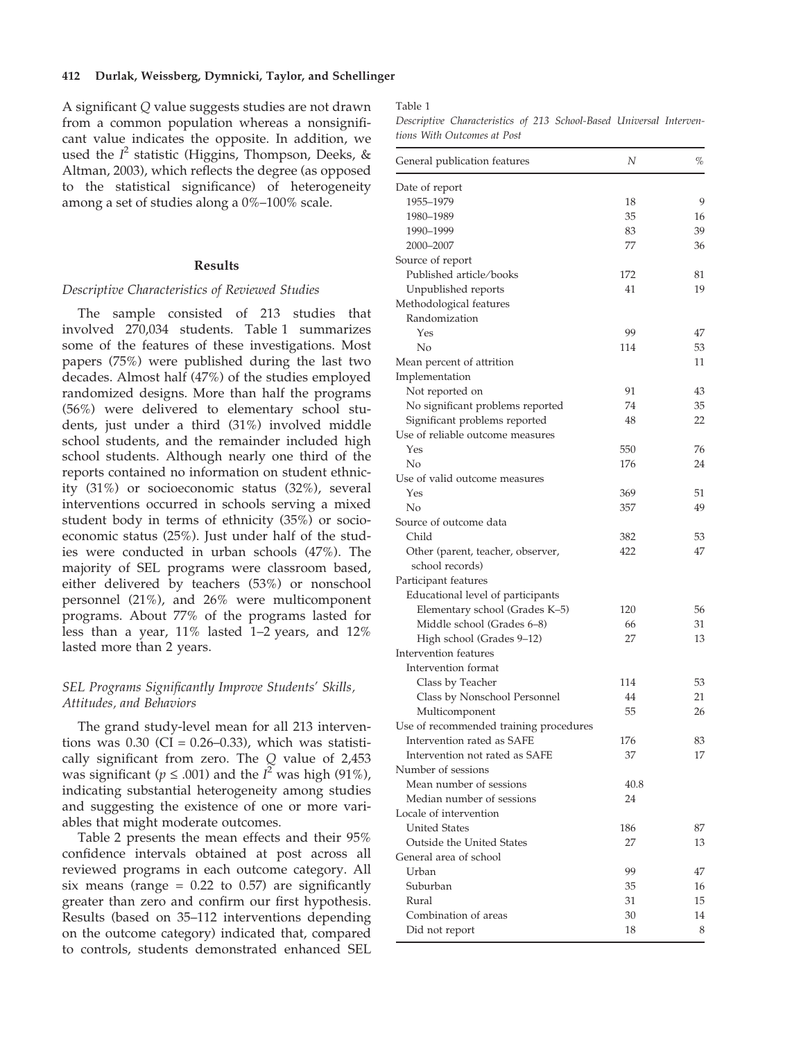A significant $Q$ value suggests studies are not drawn from a common population whereas a nonsignificant value indicates the opposite. In addition, we used the $I^2$ statistic (Higgins, Thompson, Deeks, & Altman, 2003), which reflects the degree (as opposed to the statistical significance) of heterogeneity among a set of studies along a 0%–100% scale.

## Results

### *Descriptive Characteristics of Reviewed Studies*

The sample consisted of 213 studies that involved 270,034 students. Table 1 summarizes some of the features of these investigations. Most papers (75%) were published during the last two decades. Almost half (47%) of the studies employed randomized designs. More than half the programs (56%) were delivered to elementary school students, just under a third (31%) involved middle school students, and the remainder included high school students. Although nearly one third of the reports contained no information on student ethnicity (31%) or socioeconomic status (32%), several interventions occurred in schools serving a mixed student body in terms of ethnicity (35%) or socioeconomic status (25%). Just under half of the studies were conducted in urban schools (47%). The majority of SEL programs were classroom based, either delivered by teachers (53%) or nonschool personnel (21%), and 26% were multicomponent programs. About 77% of the programs lasted for less than a year, 11% lasted 1–2 years, and 12% lasted more than 2 years.

### *SEL Programs Significantly Improve Students' Skills, Attitudes, and Behaviors*

The grand study-level mean for all 213 interventions was 0.30 (CI = 0.26–0.33), which was statistically significant from zero. The $Q$ value of 2,453 was significant ($p \leq .001$) and the $I^2$ was high (91%), indicating substantial heterogeneity among studies and suggesting the existence of one or more variables that might moderate outcomes.

Table 2 presents the mean effects and their 95% confidence intervals obtained at post across all reviewed programs in each outcome category. All six means (range = 0.22 to 0.57) are significantly greater than zero and confirm our first hypothesis. Results (based on 35–112 interventions depending on the outcome category) indicated that, compared to controls, students demonstrated enhanced SEL

Table 1

*Descriptive Characteristics of 213 School-Based Universal Interventions With Outcomes at Post*

| General publication features | $N$ | % |
|---|---|---|
| Date of report | | |
| 1955–1979 | 18 | 9 |
| 1980–1989 | 35 | 16 |
| 1990–1999 | 83 | 39 |
| 2000–2007 | 77 | 36 |
| Source of report | | |
| Published article/books | 172 | 81 |
| Unpublished reports | 41 | 19 |
| Methodological features | | |
| Randomization | | |
| Yes | 99 | 47 |
| No | 114 | 53 |
| Mean percent of attrition | | 11 |
| Implementation | | |
| Not reported on | 91 | 43 |
| No significant problems reported | 74 | 35 |
| Significant problems reported | 48 | 22 |
| Use of reliable outcome measures | | |
| Yes | 550 | 76 |
| No | 176 | 24 |
| Use of valid outcome measures | | |
| Yes | 369 | 51 |
| No | 357 | 49 |
| Source of outcome data | | |
| Child | 382 | 53 |
| Other (parent, teacher, observer, school records) | 422 | 47 |
| Participant features | | |
| Educational level of participants | | |
| Elementary school (Grades K–5) | 120 | 56 |
| Middle school (Grades 6–8) | 66 | 31 |
| High school (Grades 9–12) | 27 | 13 |
| Intervention features | | |
| Intervention format | | |
| Class by Teacher | 114 | 53 |
| Class by Nonschool Personnel | 44 | 21 |
| Multicomponent | 55 | 26 |
| Use of recommended training procedures | | |
| Intervention rated as SAFE | 176 | 83 |
| Intervention not rated as SAFE | 37 | 17 |
| Number of sessions | | |
| Mean number of sessions | 40.8 | |
| Median number of sessions | 24 | |
| Locale of intervention | | |
| United States | 186 | 87 |
| Outside the United States | 27 | 13 |
| General area of school | | |
| Urban | 99 | 47 |
| Suburban | 35 | 16 |
| Rural | 31 | 15 |
| Combination of areas | 30 | 14 |
| Did not report | 18 | 8 |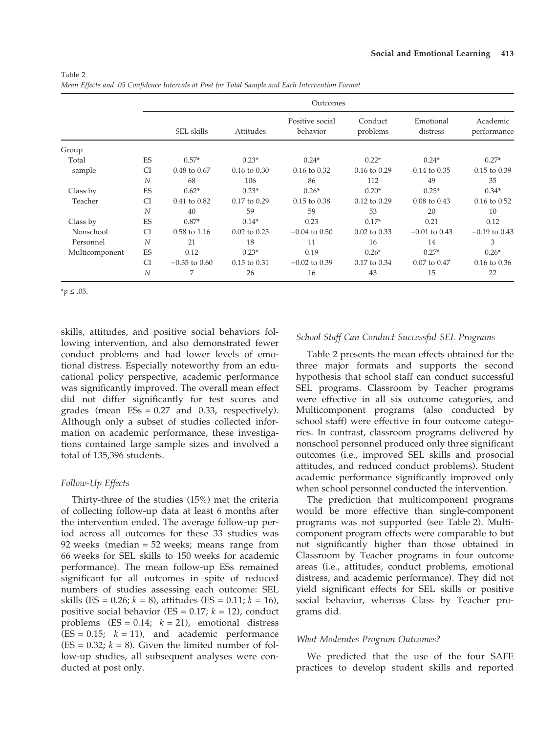Table 2
*Mean Effects and .05 Confidence Intervals at Post for Total Sample and Each Intervention Format*

| | | Outcomes | | | | | |
|---|---|---|---|---|---|---|---|
| | | SEL skills | Attitudes | Positive social behavior | Conduct problems | Emotional distress | Academic performance |
| Group | | | | | | | |
| Total sample | ES | 0.57* | 0.23* | 0.24* | 0.22* | 0.24* | 0.27* |
| | CI | 0.48 to 0.67 | 0.16 to 0.30 | 0.16 to 0.32 | 0.16 to 0.29 | 0.14 to 0.35 | 0.15 to 0.39 |
| | *N* | 68 | 106 | 86 | 112 | 49 | 35 |
| Class by Teacher | ES | 0.62* | 0.23* | 0.26* | 0.20* | 0.25* | 0.34* |
| | CI | 0.41 to 0.82 | 0.17 to 0.29 | 0.15 to 0.38 | 0.12 to 0.29 | 0.08 to 0.43 | 0.16 to 0.52 |
| | *N* | 40 | 59 | 59 | 53 | 20 | 10 |
| Class by Nonschool Personnel | ES | 0.87* | 0.14* | 0.23 | 0.17* | 0.21 | 0.12 |
| | CI | 0.58 to 1.16 | 0.02 to 0.25 | −0.04 to 0.50 | 0.02 to 0.33 | −0.01 to 0.43 | −0.19 to 0.43 |
| | *N* | 21 | 18 | 11 | 16 | 14 | 3 |
| Multicomponent | ES | 0.12 | 0.23* | 0.19 | 0.26* | 0.27* | 0.26* |
| | CI | −0.35 to 0.60 | 0.15 to 0.31 | −0.02 to 0.39 | 0.17 to 0.34 | 0.07 to 0.47 | 0.16 to 0.36 |
| | *N* | 7 | 26 | 16 | 43 | 15 | 22 |

*$p \leq .05$.

skills, attitudes, and positive social behaviors following intervention, and also demonstrated fewer conduct problems and had lower levels of emotional distress. Especially noteworthy from an educational policy perspective, academic performance was significantly improved. The overall mean effect did not differ significantly for test scores and grades (mean ESs = 0.27 and 0.33, respectively). Although only a subset of studies collected information on academic performance, these investigations contained large sample sizes and involved a total of 135,396 students.

### *Follow-Up Effects*

Thirty-three of the studies (15%) met the criteria of collecting follow-up data at least 6 months after the intervention ended. The average follow-up period across all outcomes for these 33 studies was 92 weeks (median = 52 weeks; means range from 66 weeks for SEL skills to 150 weeks for academic performance). The mean follow-up ESs remained significant for all outcomes in spite of reduced numbers of studies assessing each outcome: SEL skills (ES = 0.26; $k = 8$), attitudes (ES = 0.11; $k = 16$), positive social behavior (ES = 0.17; $k = 12$), conduct problems (ES = 0.14; $k = 21$), emotional distress (ES = 0.15; $k = 11$), and academic performance (ES = 0.32; $k = 8$). Given the limited number of follow-up studies, all subsequent analyses were conducted at post only.

### *School Staff Can Conduct Successful SEL Programs*

Table 2 presents the mean effects obtained for the three major formats and supports the second hypothesis that school staff can conduct successful SEL programs. Classroom by Teacher programs were effective in all six outcome categories, and Multicomponent programs (also conducted by school staff) were effective in four outcome categories. In contrast, classroom programs delivered by nonschool personnel produced only three significant outcomes (i.e., improved SEL skills and prosocial attitudes, and reduced conduct problems). Student academic performance significantly improved only when school personnel conducted the intervention.

The prediction that multicomponent programs would be more effective than single-component programs was not supported (see Table 2). Multicomponent program effects were comparable to but not significantly higher than those obtained in Classroom by Teacher programs in four outcome areas (i.e., attitudes, conduct problems, emotional distress, and academic performance). They did not yield significant effects for SEL skills or positive social behavior, whereas Class by Teacher programs did.

### *What Moderates Program Outcomes?*

We predicted that the use of the four SAFE practices to develop student skills and reported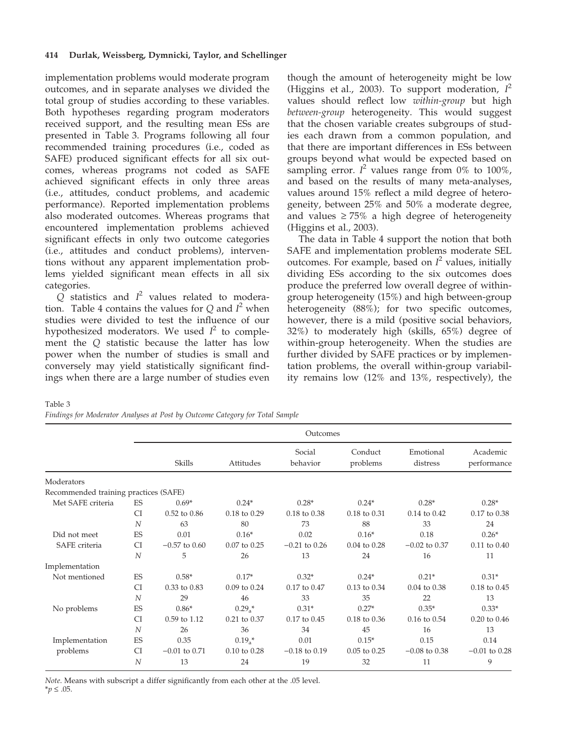implementation problems would moderate program outcomes, and in separate analyses we divided the total group of studies according to these variables. Both hypotheses regarding program moderators received support, and the resulting mean ESs are presented in Table 3. Programs following all four recommended training procedures (i.e., coded as SAFE) produced significant effects for all six outcomes, whereas programs not coded as SAFE achieved significant effects in only three areas (i.e., attitudes, conduct problems, and academic performance). Reported implementation problems also moderated outcomes. Whereas programs that encountered implementation problems achieved significant effects in only two outcome categories (i.e., attitudes and conduct problems), interventions without any apparent implementation problems yielded significant mean effects in all six categories.

$Q$ statistics and $I^2$ values related to moderation. Table 4 contains the values for $Q$ and $I^2$ when studies were divided to test the influence of our hypothesized moderators. We used $I^2$ to complement the $Q$ statistic because the latter has low power when the number of studies is small and conversely may yield statistically significant findings when there are a large number of studies even though the amount of heterogeneity might be low (Higgins et al., 2003). To support moderation, $I^2$ values should reflect low *within-group* but high *between-group* heterogeneity. This would suggest that the chosen variable creates subgroups of studies each drawn from a common population, and that there are important differences in ESs between groups beyond what would be expected based on sampling error. $I^2$ values range from 0% to 100%, and based on the results of many meta-analyses, values around 15% reflect a mild degree of heterogeneity, between 25% and 50% a moderate degree, and values ≥ 75% a high degree of heterogeneity (Higgins et al., 2003).

The data in Table 4 support the notion that both SAFE and implementation problems moderate SEL outcomes. For example, based on $I^2$ values, initially dividing ESs according to the six outcomes does produce the preferred low overall degree of within-group heterogeneity (15%) and high between-group heterogeneity (88%); for two specific outcomes, however, there is a mild (positive social behaviors, 32%) to moderately high (skills, 65%) degree of within-group heterogeneity. When the studies are further divided by SAFE practices or by implementation problems, the overall within-group variability remains low (12% and 13%, respectively), the

Table 3
*Findings for Moderator Analyses at Post by Outcome Category for Total Sample*

| | | Outcomes | | | | | |
|---|---|---|---|---|---|---|---|
| | | Skills | Attitudes | Social behavior | Conduct problems | Emotional distress | Academic performance |
| Moderators | | | | | | | |
| Recommended training practices (SAFE) | | | | | | | |
| Met SAFE criteria | ES | 0.69* | 0.24* | 0.28* | 0.24* | 0.28* | 0.28* |
| | CI | 0.52 to 0.86 | 0.18 to 0.29 | 0.18 to 0.38 | 0.18 to 0.31 | 0.14 to 0.42 | 0.17 to 0.38 |
| | *N* | 63 | 80 | 73 | 88 | 33 | 24 |
| Did not meet SAFE criteria | ES | 0.01 | 0.16* | 0.02 | 0.16* | 0.18 | 0.26* |
| | CI | −0.57 to 0.60 | 0.07 to 0.25 | −0.21 to 0.26 | 0.04 to 0.28 | −0.02 to 0.37 | 0.11 to 0.40 |
| | *N* | 5 | 26 | 13 | 24 | 16 | 11 |
| Implementation | | | | | | | |
| Not mentioned | ES | 0.58* | 0.17* | 0.32* | 0.24* | 0.21* | 0.31* |
| | CI | 0.33 to 0.83 | 0.09 to 0.24 | 0.17 to 0.47 | 0.13 to 0.34 | 0.04 to 0.38 | 0.18 to 0.45 |
| | *N* | 29 | 46 | 33 | 35 | 22 | 13 |
| No problems | ES | 0.86* | $0.29_a$* | 0.31* | 0.27* | 0.35* | 0.33* |
| | CI | 0.59 to 1.12 | 0.21 to 0.37 | 0.17 to 0.45 | 0.18 to 0.36 | 0.16 to 0.54 | 0.20 to 0.46 |
| | *N* | 26 | 36 | 34 | 45 | 16 | 13 |
| Implementation problems | ES | 0.35 | $0.19_a$* | 0.01 | 0.15* | 0.15 | 0.14 |
| | CI | −0.01 to 0.71 | 0.10 to 0.28 | −0.18 to 0.19 | 0.05 to 0.25 | −0.08 to 0.38 | −0.01 to 0.28 |
| | *N* | 13 | 24 | 19 | 32 | 11 | 9 |

*Note*. Means with subscript a differ significantly from each other at the .05 level.
*$p \leq .05$.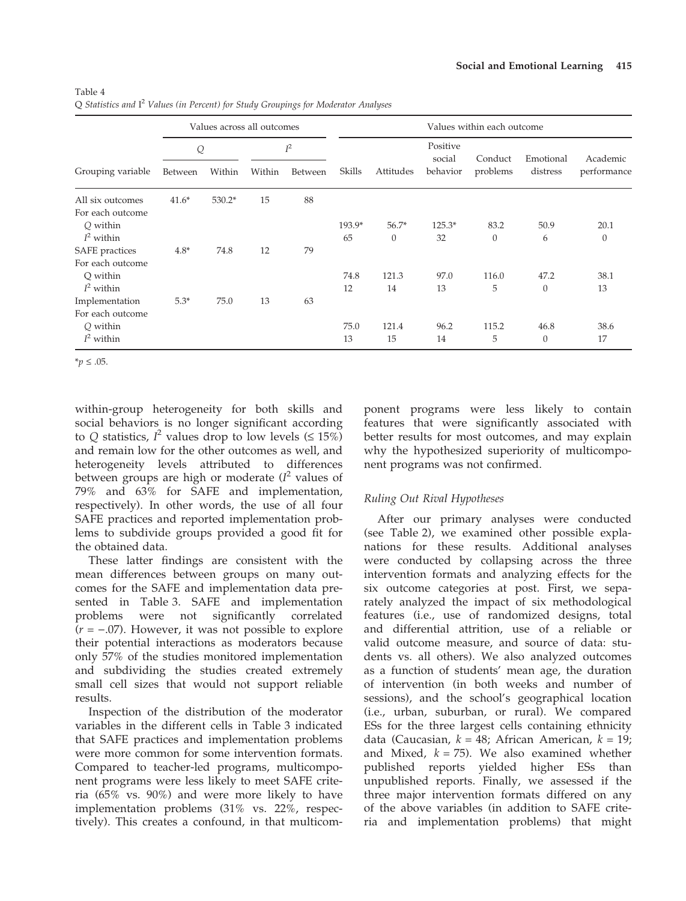Table 4
*Q Statistics and* $I^2$ *Values (in Percent) for Study Groupings for Moderator Analyses*

| Grouping variable | Values across all outcomes | | | | Values within each outcome | | | | | |
|---|---|---|---|---|---|---|---|---|---|---|
| | $Q$ | | $I^2$ | | | | | | | |
| | Between | Within | Within | Between | Skills | Attitudes | Positive social behavior | Conduct problems | Emotional distress | Academic performance |
| All six outcomes | 41.6* | 530.2* | 15 | 88 | | | | | | |
| For each outcome | | | | | | | | | | |
| $Q$ within | | | | | 193.9* | 56.7* | 125.3* | 83.2 | 50.9 | 20.1 |
| $I^2$ within | | | | | 65 | 0 | 32 | 0 | 6 | 0 |
| SAFE practices | 4.8* | 74.8 | 12 | 79 | | | | | | |
| For each outcome | | | | | | | | | | |
| Q within | | | | | 74.8 | 121.3 | 97.0 | 116.0 | 47.2 | 38.1 |
| $I^2$ within | | | | | 12 | 14 | 13 | 5 | 0 | 13 |
| Implementation | 5.3* | 75.0 | 13 | 63 | | | | | | |
| For each outcome | | | | | | | | | | |
| Q within | | | | | 75.0 | 121.4 | 96.2 | 115.2 | 46.8 | 38.6 |
| $I^2$ within | | | | | 13 | 15 | 14 | 5 | 0 | 17 |

*$p \le .05$.

within-group heterogeneity for both skills and social behaviors is no longer significant according to $Q$ statistics, $I^2$ values drop to low levels ($\le 15\%$) and remain low for the other outcomes as well, and heterogeneity levels attributed to differences between groups are high or moderate ($I^2$ values of 79% and 63% for SAFE and implementation, respectively). In other words, the use of all four SAFE practices and reported implementation problems to subdivide groups provided a good fit for the obtained data.

These latter findings are consistent with the mean differences between groups on many outcomes for the SAFE and implementation data presented in Table 3. SAFE and implementation problems were not significantly correlated ($r = -.07$). However, it was not possible to explore their potential interactions as moderators because only 57% of the studies monitored implementation and subdividing the studies created extremely small cell sizes that would not support reliable results.

Inspection of the distribution of the moderator variables in the different cells in Table 3 indicated that SAFE practices and implementation problems were more common for some intervention formats. Compared to teacher-led programs, multicomponent programs were less likely to meet SAFE criteria (65% vs. 90%) and were more likely to have implementation problems (31% vs. 22%, respectively). This creates a confound, in that multicomponent programs were less likely to contain features that were significantly associated with better results for most outcomes, and may explain why the hypothesized superiority of multicomponent programs was not confirmed.

### *Ruling Out Rival Hypotheses*

After our primary analyses were conducted (see Table 2), we examined other possible explanations for these results. Additional analyses were conducted by collapsing across the three intervention formats and analyzing effects for the six outcome categories at post. First, we separately analyzed the impact of six methodological features (i.e., use of randomized designs, total and differential attrition, use of a reliable or valid outcome measure, and source of data: students vs. all others). We also analyzed outcomes as a function of students' mean age, the duration of intervention (in both weeks and number of sessions), and the school's geographical location (i.e., urban, suburban, or rural). We compared ESs for the three largest cells containing ethnicity data (Caucasian, $k = 48$; African American, $k = 19$; and Mixed, $k = 75$). We also examined whether published reports yielded higher ESs than unpublished reports. Finally, we assessed if the three major intervention formats differed on any of the above variables (in addition to SAFE criteria and implementation problems) that might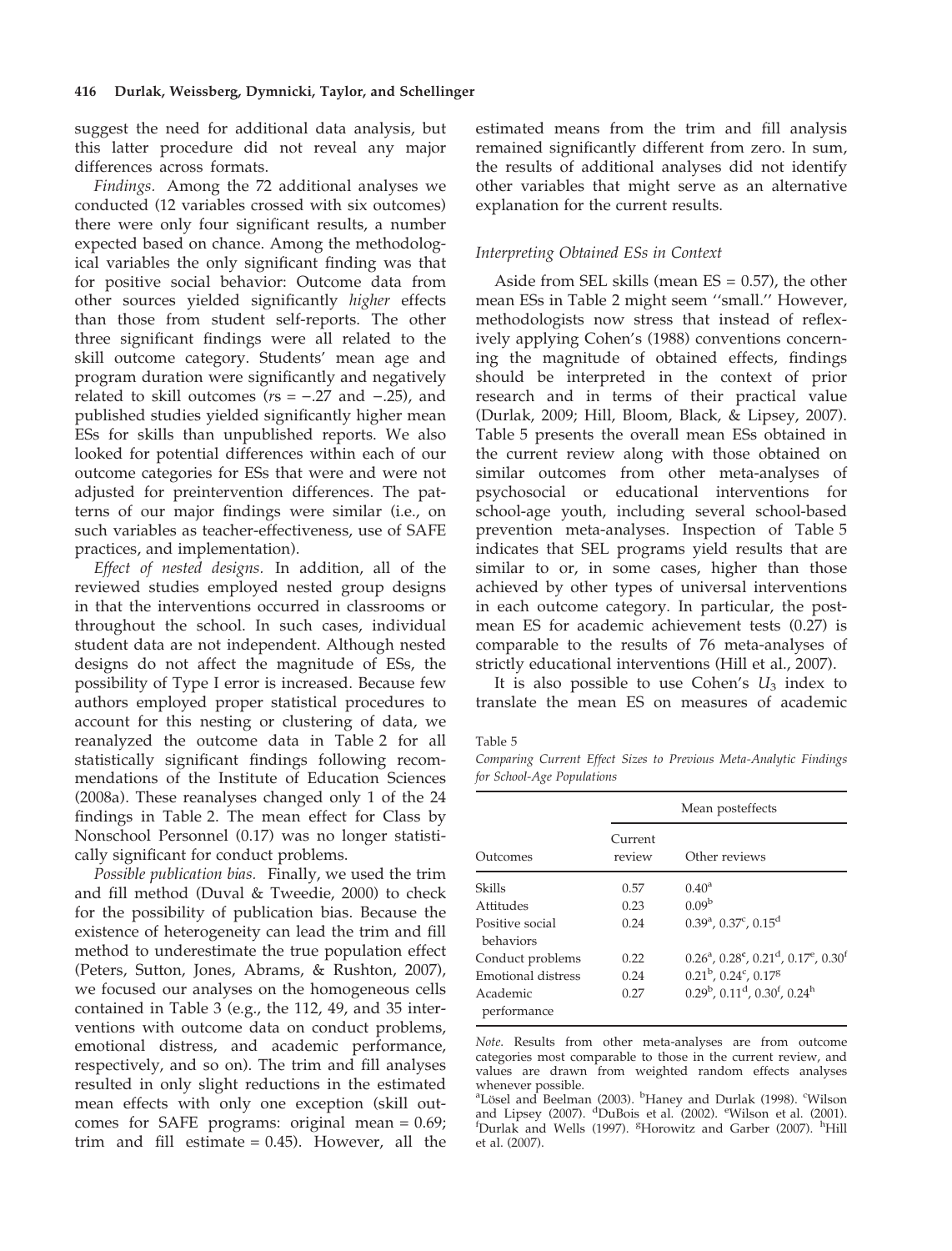suggest the need for additional data analysis, but this latter procedure did not reveal any major differences across formats.

*Findings.* Among the 72 additional analyses we conducted (12 variables crossed with six outcomes) there were only four significant results, a number expected based on chance. Among the methodological variables the only significant finding was that for positive social behavior: Outcome data from other sources yielded significantly *higher* effects than those from student self-reports. The other three significant findings were all related to the skill outcome category. Students' mean age and program duration were significantly and negatively related to skill outcomes ($r$s = −.27 and −.25), and published studies yielded significantly higher mean ESs for skills than unpublished reports. We also looked for potential differences within each of our outcome categories for ESs that were and were not adjusted for preintervention differences. The patterns of our major findings were similar (i.e., on such variables as teacher-effectiveness, use of SAFE practices, and implementation).

*Effect of nested designs.* In addition, all of the reviewed studies employed nested group designs in that the interventions occurred in classrooms or throughout the school. In such cases, individual student data are not independent. Although nested designs do not affect the magnitude of ESs, the possibility of Type I error is increased. Because few authors employed proper statistical procedures to account for this nesting or clustering of data, we reanalyzed the outcome data in Table 2 for all statistically significant findings following recommendations of the Institute of Education Sciences (2008a). These reanalyses changed only 1 of the 24 findings in Table 2. The mean effect for Class by Nonschool Personnel (0.17) was no longer statistically significant for conduct problems.

*Possible publication bias.* Finally, we used the trim and fill method (Duval & Tweedie, 2000) to check for the possibility of publication bias. Because the existence of heterogeneity can lead the trim and fill method to underestimate the true population effect (Peters, Sutton, Jones, Abrams, & Rushton, 2007), we focused our analyses on the homogeneous cells contained in Table 3 (e.g., the 112, 49, and 35 interventions with outcome data on conduct problems, emotional distress, and academic performance, respectively, and so on). The trim and fill analyses resulted in only slight reductions in the estimated mean effects with only one exception (skill outcomes for SAFE programs: original mean = 0.69; trim and fill estimate = 0.45). However, all the estimated means from the trim and fill analysis remained significantly different from zero. In sum, the results of additional analyses did not identify other variables that might serve as an alternative explanation for the current results.

### Interpreting Obtained ESs in Context

Aside from SEL skills (mean ES = 0.57), the other mean ESs in Table 2 might seem ''small.'' However, methodologists now stress that instead of reflexively applying Cohen's (1988) conventions concerning the magnitude of obtained effects, findings should be interpreted in the context of prior research and in terms of their practical value (Durlak, 2009; Hill, Bloom, Black, & Lipsey, 2007). Table 5 presents the overall mean ESs obtained in the current review along with those obtained on similar outcomes from other meta-analyses of psychosocial or educational interventions for school-age youth, including several school-based prevention meta-analyses. Inspection of Table 5 indicates that SEL programs yield results that are similar to or, in some cases, higher than those achieved by other types of universal interventions in each outcome category. In particular, the post-mean ES for academic achievement tests (0.27) is comparable to the results of 76 meta-analyses of strictly educational interventions (Hill et al., 2007).

It is also possible to use Cohen's $U_3$ index to translate the mean ES on measures of academic

Table 5

*Comparing Current Effect Sizes to Previous Meta-Analytic Findings for School-Age Populations*

| | Mean posteffects | |
|---|---|---|
| Outcomes | Current review | Other reviews |
| Skills | 0.57 | 0.40[a] |
| Attitudes | 0.23 | 0.09[b] |
| Positive social behaviors | 0.24 | 0.39[a], 0.37[c], 0.15[d] |
| Conduct problems | 0.22 | 0.26[a], 0.28[e], 0.21[d], 0.17[e], 0.30[f] |
| Emotional distress | 0.24 | 0.21[b], 0.24[c], 0.17[g] |
| Academic performance | 0.27 | 0.29[b], 0.11[d], 0.30[f], 0.24[h] |

*Note.* Results from other meta-analyses are from outcome categories most comparable to those in the current review, and values are drawn from weighted random effects analyses whenever possible.

[a]Lösel and Beelman (2003). [b]Haney and Durlak (1998). [c]Wilson and Lipsey (2007). [d]DuBois et al. (2002). [e]Wilson et al. (2001). [f]Durlak and Wells (1997). [g]Horowitz and Garber (2007). [h]Hill et al. (2007).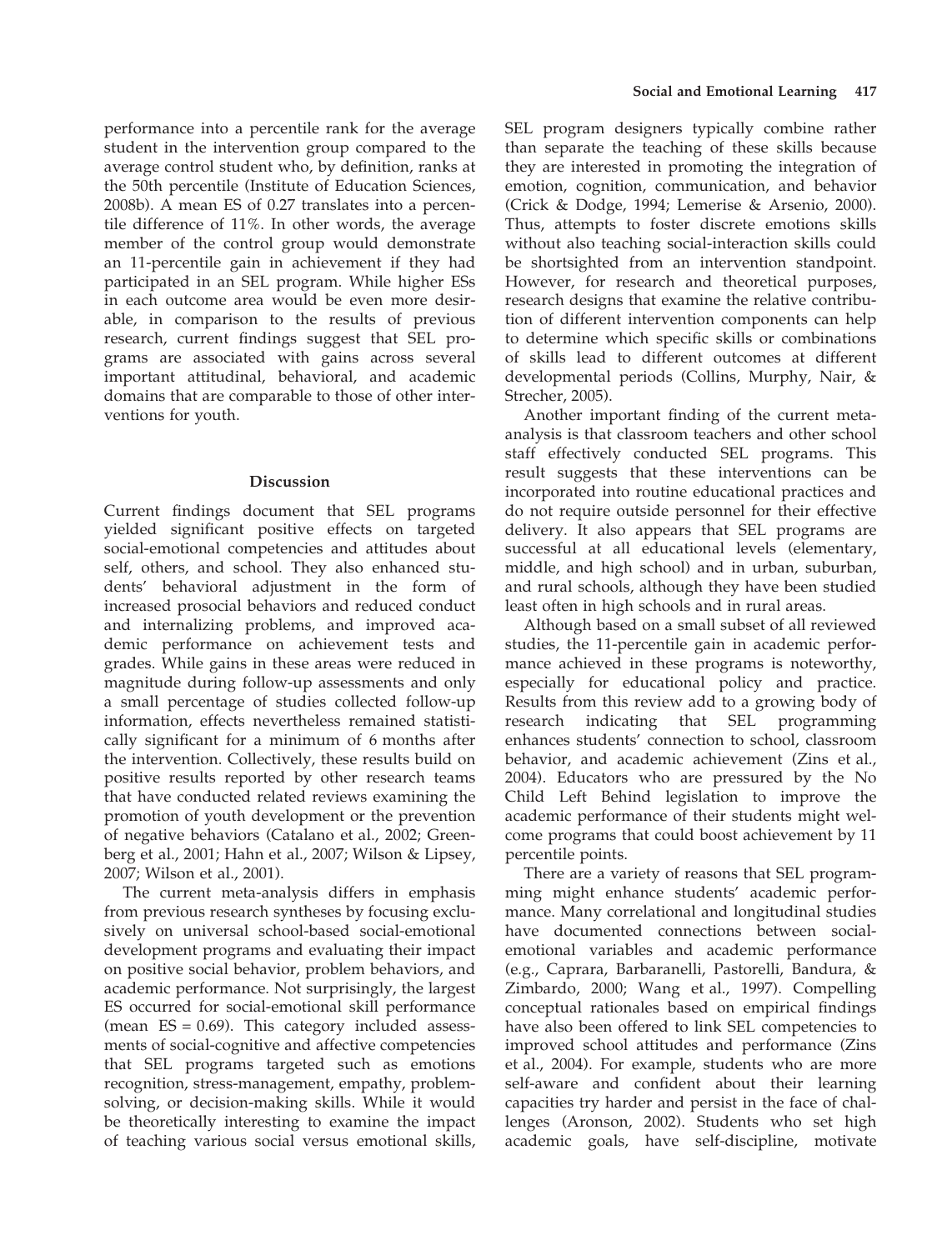performance into a percentile rank for the average student in the intervention group compared to the average control student who, by definition, ranks at the 50th percentile (Institute of Education Sciences, 2008b). A mean ES of 0.27 translates into a percentile difference of 11%. In other words, the average member of the control group would demonstrate an 11-percentile gain in achievement if they had participated in an SEL program. While higher ESs in each outcome area would be even more desirable, in comparison to the results of previous research, current findings suggest that SEL programs are associated with gains across several important attitudinal, behavioral, and academic domains that are comparable to those of other interventions for youth.

## Discussion

Current findings document that SEL programs yielded significant positive effects on targeted social-emotional competencies and attitudes about self, others, and school. They also enhanced students' behavioral adjustment in the form of increased prosocial behaviors and reduced conduct and internalizing problems, and improved academic performance on achievement tests and grades. While gains in these areas were reduced in magnitude during follow-up assessments and only a small percentage of studies collected follow-up information, effects nevertheless remained statistically significant for a minimum of 6 months after the intervention. Collectively, these results build on positive results reported by other research teams that have conducted related reviews examining the promotion of youth development or the prevention of negative behaviors (Catalano et al., 2002; Greenberg et al., 2001; Hahn et al., 2007; Wilson & Lipsey, 2007; Wilson et al., 2001).

The current meta-analysis differs in emphasis from previous research syntheses by focusing exclusively on universal school-based social-emotional development programs and evaluating their impact on positive social behavior, problem behaviors, and academic performance. Not surprisingly, the largest ES occurred for social-emotional skill performance (mean ES = 0.69). This category included assessments of social-cognitive and affective competencies that SEL programs targeted such as emotions recognition, stress-management, empathy, problem-solving, or decision-making skills. While it would be theoretically interesting to examine the impact of teaching various social versus emotional skills, SEL program designers typically combine rather than separate the teaching of these skills because they are interested in promoting the integration of emotion, cognition, communication, and behavior (Crick & Dodge, 1994; Lemerise & Arsenio, 2000). Thus, attempts to foster discrete emotions skills without also teaching social-interaction skills could be shortsighted from an intervention standpoint. However, for research and theoretical purposes, research designs that examine the relative contribution of different intervention components can help to determine which specific skills or combinations of skills lead to different outcomes at different developmental periods (Collins, Murphy, Nair, & Strecher, 2005).

Another important finding of the current meta-analysis is that classroom teachers and other school staff effectively conducted SEL programs. This result suggests that these interventions can be incorporated into routine educational practices and do not require outside personnel for their effective delivery. It also appears that SEL programs are successful at all educational levels (elementary, middle, and high school) and in urban, suburban, and rural schools, although they have been studied least often in high schools and in rural areas.

Although based on a small subset of all reviewed studies, the 11-percentile gain in academic performance achieved in these programs is noteworthy, especially for educational policy and practice. Results from this review add to a growing body of research indicating that SEL programming enhances students' connection to school, classroom behavior, and academic achievement (Zins et al., 2004). Educators who are pressured by the No Child Left Behind legislation to improve the academic performance of their students might welcome programs that could boost achievement by 11 percentile points.

There are a variety of reasons that SEL programming might enhance students' academic performance. Many correlational and longitudinal studies have documented connections between social-emotional variables and academic performance (e.g., Caprara, Barbaranelli, Pastorelli, Bandura, & Zimbardo, 2000; Wang et al., 1997). Compelling conceptual rationales based on empirical findings have also been offered to link SEL competencies to improved school attitudes and performance (Zins et al., 2004). For example, students who are more self-aware and confident about their learning capacities try harder and persist in the face of challenges (Aronson, 2002). Students who set high academic goals, have self-discipline, motivate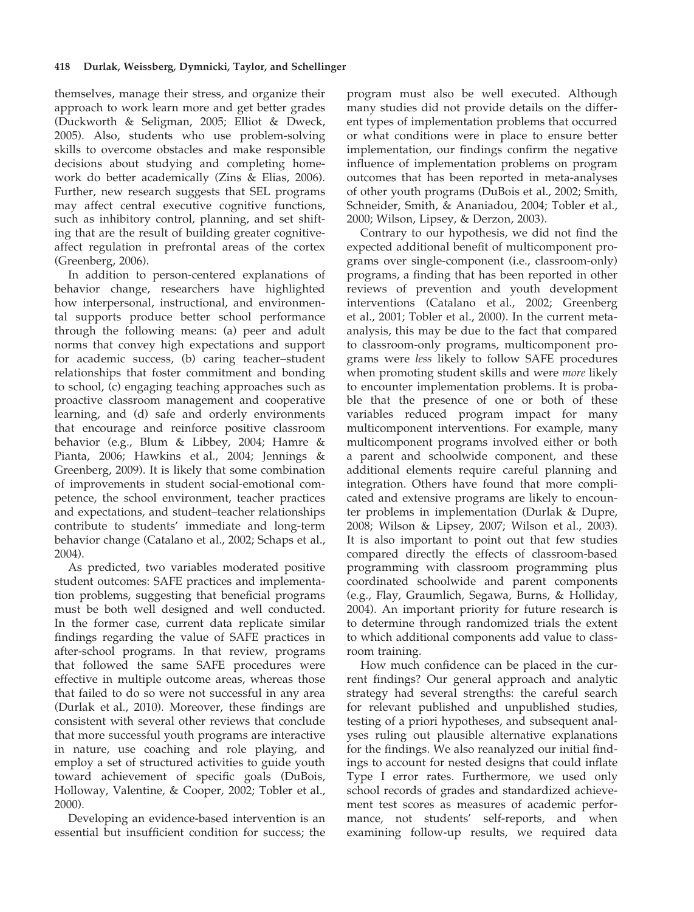themselves, manage their stress, and organize their approach to work learn more and get better grades (Duckworth & Seligman, 2005; Elliot & Dweck, 2005). Also, students who use problem-solving skills to overcome obstacles and make responsible decisions about studying and completing homework do better academically (Zins & Elias, 2006). Further, new research suggests that SEL programs may affect central executive cognitive functions, such as inhibitory control, planning, and set shifting that are the result of building greater cognitive-affect regulation in prefrontal areas of the cortex (Greenberg, 2006).

In addition to person-centered explanations of behavior change, researchers have highlighted how interpersonal, instructional, and environmental supports produce better school performance through the following means: (a) peer and adult norms that convey high expectations and support for academic success, (b) caring teacher–student relationships that foster commitment and bonding to school, (c) engaging teaching approaches such as proactive classroom management and cooperative learning, and (d) safe and orderly environments that encourage and reinforce positive classroom behavior (e.g., Blum & Libbey, 2004; Hamre & Pianta, 2006; Hawkins et al., 2004; Jennings & Greenberg, 2009). It is likely that some combination of improvements in student social-emotional competence, the school environment, teacher practices and expectations, and student–teacher relationships contribute to students' immediate and long-term behavior change (Catalano et al., 2002; Schaps et al., 2004).

As predicted, two variables moderated positive student outcomes: SAFE practices and implementation problems, suggesting that beneficial programs must be both well designed and well conducted. In the former case, current data replicate similar findings regarding the value of SAFE practices in after-school programs. In that review, programs that followed the same SAFE procedures were effective in multiple outcome areas, whereas those that failed to do so were not successful in any area (Durlak et al., 2010). Moreover, these findings are consistent with several other reviews that conclude that more successful youth programs are interactive in nature, use coaching and role playing, and employ a set of structured activities to guide youth toward achievement of specific goals (DuBois, Holloway, Valentine, & Cooper, 2002; Tobler et al., 2000).

Developing an evidence-based intervention is an essential but insufficient condition for success; the program must also be well executed. Although many studies did not provide details on the different types of implementation problems that occurred or what conditions were in place to ensure better implementation, our findings confirm the negative influence of implementation problems on program outcomes that has been reported in meta-analyses of other youth programs (DuBois et al., 2002; Smith, Schneider, Smith, & Ananiadou, 2004; Tobler et al., 2000; Wilson, Lipsey, & Derzon, 2003).

Contrary to our hypothesis, we did not find the expected additional benefit of multicomponent programs over single-component (i.e., classroom-only) programs, a finding that has been reported in other reviews of prevention and youth development interventions (Catalano et al., 2002; Greenberg et al., 2001; Tobler et al., 2000). In the current meta-analysis, this may be due to the fact that compared to classroom-only programs, multicomponent programs were *less* likely to follow SAFE procedures when promoting student skills and were *more* likely to encounter implementation problems. It is probable that the presence of one or both of these variables reduced program impact for many multicomponent interventions. For example, many multicomponent programs involved either or both a parent and schoolwide component, and these additional elements require careful planning and integration. Others have found that more complicated and extensive programs are likely to encounter problems in implementation (Durlak & Dupre, 2008; Wilson & Lipsey, 2007; Wilson et al., 2003). It is also important to point out that few studies compared directly the effects of classroom-based programming with classroom programming plus coordinated schoolwide and parent components (e.g., Flay, Graumlich, Segawa, Burns, & Holliday, 2004). An important priority for future research is to determine through randomized trials the extent to which additional components add value to classroom training.

How much confidence can be placed in the current findings? Our general approach and analytic strategy had several strengths: the careful search for relevant published and unpublished studies, testing of a priori hypotheses, and subsequent analyses ruling out plausible alternative explanations for the findings. We also reanalyzed our initial findings to account for nested designs that could inflate Type I error rates. Furthermore, we used only school records of grades and standardized achievement test scores as measures of academic performance, not students' self-reports, and when examining follow-up results, we required data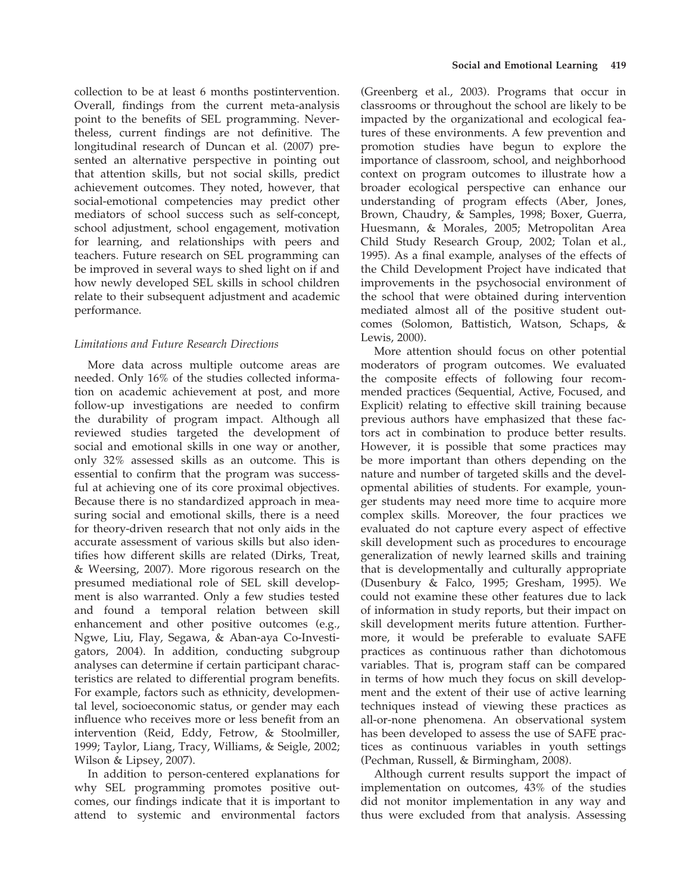collection to be at least 6 months postintervention. Overall, findings from the current meta-analysis point to the benefits of SEL programming. Nevertheless, current findings are not definitive. The longitudinal research of Duncan et al. (2007) presented an alternative perspective in pointing out that attention skills, but not social skills, predict achievement outcomes. They noted, however, that social-emotional competencies may predict other mediators of school success such as self-concept, school adjustment, school engagement, motivation for learning, and relationships with peers and teachers. Future research on SEL programming can be improved in several ways to shed light on if and how newly developed SEL skills in school children relate to their subsequent adjustment and academic performance.

### *Limitations and Future Research Directions*

More data across multiple outcome areas are needed. Only 16% of the studies collected information on academic achievement at post, and more follow-up investigations are needed to confirm the durability of program impact. Although all reviewed studies targeted the development of social and emotional skills in one way or another, only 32% assessed skills as an outcome. This is essential to confirm that the program was successful at achieving one of its core proximal objectives. Because there is no standardized approach in measuring social and emotional skills, there is a need for theory-driven research that not only aids in the accurate assessment of various skills but also identifies how different skills are related (Dirks, Treat, & Weersing, 2007). More rigorous research on the presumed mediational role of SEL skill development is also warranted. Only a few studies tested and found a temporal relation between skill enhancement and other positive outcomes (e.g., Ngwe, Liu, Flay, Segawa, & Aban-aya Co-Investigators, 2004). In addition, conducting subgroup analyses can determine if certain participant characteristics are related to differential program benefits. For example, factors such as ethnicity, developmental level, socioeconomic status, or gender may each influence who receives more or less benefit from an intervention (Reid, Eddy, Fetrow, & Stoolmiller, 1999; Taylor, Liang, Tracy, Williams, & Seigle, 2002; Wilson & Lipsey, 2007).

In addition to person-centered explanations for why SEL programming promotes positive outcomes, our findings indicate that it is important to attend to systemic and environmental factors (Greenberg et al., 2003). Programs that occur in classrooms or throughout the school are likely to be impacted by the organizational and ecological features of these environments. A few prevention and promotion studies have begun to explore the importance of classroom, school, and neighborhood context on program outcomes to illustrate how a broader ecological perspective can enhance our understanding of program effects (Aber, Jones, Brown, Chaudry, & Samples, 1998; Boxer, Guerra, Huesmann, & Morales, 2005; Metropolitan Area Child Study Research Group, 2002; Tolan et al., 1995). As a final example, analyses of the effects of the Child Development Project have indicated that improvements in the psychosocial environment of the school that were obtained during intervention mediated almost all of the positive student outcomes (Solomon, Battistich, Watson, Schaps, & Lewis, 2000).

More attention should focus on other potential moderators of program outcomes. We evaluated the composite effects of following four recommended practices (Sequential, Active, Focused, and Explicit) relating to effective skill training because previous authors have emphasized that these factors act in combination to produce better results. However, it is possible that some practices may be more important than others depending on the nature and number of targeted skills and the developmental abilities of students. For example, younger students may need more time to acquire more complex skills. Moreover, the four practices we evaluated do not capture every aspect of effective skill development such as procedures to encourage generalization of newly learned skills and training that is developmentally and culturally appropriate (Dusenbury & Falco, 1995; Gresham, 1995). We could not examine these other features due to lack of information in study reports, but their impact on skill development merits future attention. Furthermore, it would be preferable to evaluate SAFE practices as continuous rather than dichotomous variables. That is, program staff can be compared in terms of how much they focus on skill development and the extent of their use of active learning techniques instead of viewing these practices as all-or-none phenomena. An observational system has been developed to assess the use of SAFE practices as continuous variables in youth settings (Pechman, Russell, & Birmingham, 2008).

Although current results support the impact of implementation on outcomes, 43% of the studies did not monitor implementation in any way and thus were excluded from that analysis. Assessing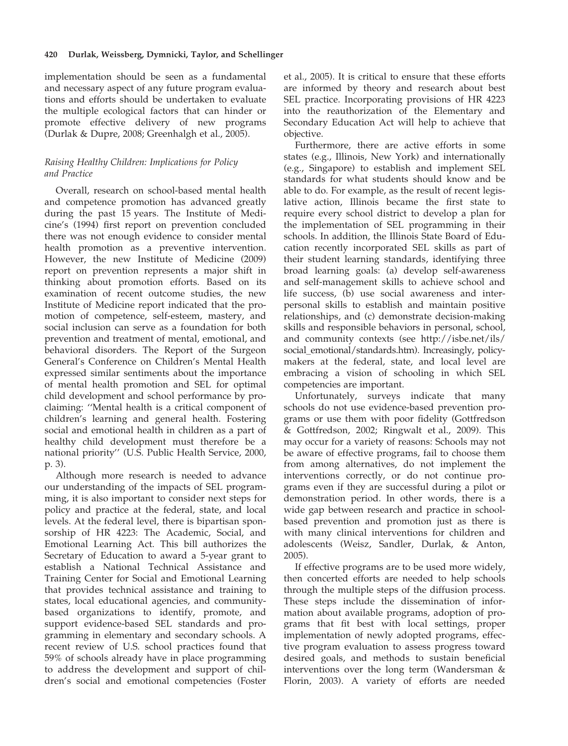implementation should be seen as a fundamental and necessary aspect of any future program evaluations and efforts should be undertaken to evaluate the multiple ecological factors that can hinder or promote effective delivery of new programs (Durlak & Dupre, 2008; Greenhalgh et al., 2005).

### *Raising Healthy Children: Implications for Policy and Practice*

Overall, research on school-based mental health and competence promotion has advanced greatly during the past 15 years. The Institute of Medicine's (1994) first report on prevention concluded there was not enough evidence to consider mental health promotion as a preventive intervention. However, the new Institute of Medicine (2009) report on prevention represents a major shift in thinking about promotion efforts. Based on its examination of recent outcome studies, the new Institute of Medicine report indicated that the promotion of competence, self-esteem, mastery, and social inclusion can serve as a foundation for both prevention and treatment of mental, emotional, and behavioral disorders. The Report of the Surgeon General's Conference on Children's Mental Health expressed similar sentiments about the importance of mental health promotion and SEL for optimal child development and school performance by proclaiming: ''Mental health is a critical component of children's learning and general health. Fostering social and emotional health in children as a part of healthy child development must therefore be a national priority'' (U.S. Public Health Service, 2000, p. 3).

Although more research is needed to advance our understanding of the impacts of SEL programming, it is also important to consider next steps for policy and practice at the federal, state, and local levels. At the federal level, there is bipartisan sponsorship of HR 4223: The Academic, Social, and Emotional Learning Act. This bill authorizes the Secretary of Education to award a 5-year grant to establish a National Technical Assistance and Training Center for Social and Emotional Learning that provides technical assistance and training to states, local educational agencies, and community-based organizations to identify, promote, and support evidence-based SEL standards and programming in elementary and secondary schools. A recent review of U.S. school practices found that 59% of schools already have in place programming to address the development and support of children's social and emotional competencies (Foster et al., 2005). It is critical to ensure that these efforts are informed by theory and research about best SEL practice. Incorporating provisions of HR 4223 into the reauthorization of the Elementary and Secondary Education Act will help to achieve that objective.

Furthermore, there are active efforts in some states (e.g., Illinois, New York) and internationally (e.g., Singapore) to establish and implement SEL standards for what students should know and be able to do. For example, as the result of recent legislative action, Illinois became the first state to require every school district to develop a plan for the implementation of SEL programming in their schools. In addition, the Illinois State Board of Education recently incorporated SEL skills as part of their student learning standards, identifying three broad learning goals: (a) develop self-awareness and self-management skills to achieve school and life success, (b) use social awareness and interpersonal skills to establish and maintain positive relationships, and (c) demonstrate decision-making skills and responsible behaviors in personal, school, and community contexts (see http://isbe.net/ils/social_emotional/standards.htm). Increasingly, policymakers at the federal, state, and local level are embracing a vision of schooling in which SEL competencies are important.

Unfortunately, surveys indicate that many schools do not use evidence-based prevention programs or use them with poor fidelity (Gottfredson & Gottfredson, 2002; Ringwalt et al., 2009). This may occur for a variety of reasons: Schools may not be aware of effective programs, fail to choose them from among alternatives, do not implement the interventions correctly, or do not continue programs even if they are successful during a pilot or demonstration period. In other words, there is a wide gap between research and practice in school-based prevention and promotion just as there is with many clinical interventions for children and adolescents (Weisz, Sandler, Durlak, & Anton, 2005).

If effective programs are to be used more widely, then concerted efforts are needed to help schools through the multiple steps of the diffusion process. These steps include the dissemination of information about available programs, adoption of programs that fit best with local settings, proper implementation of newly adopted programs, effective program evaluation to assess progress toward desired goals, and methods to sustain beneficial interventions over the long term (Wandersman & Florin, 2003). A variety of efforts are needed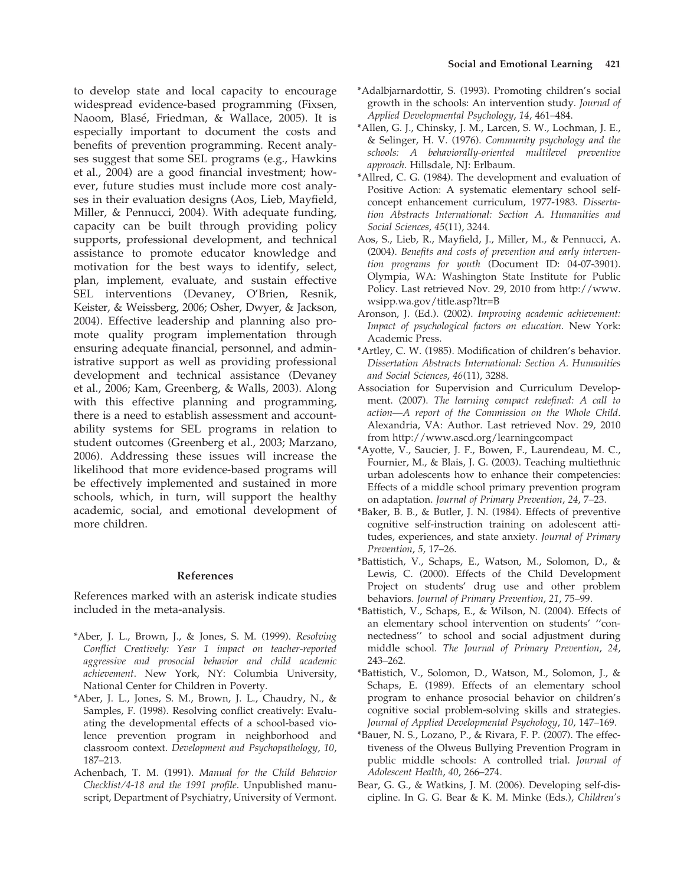to develop state and local capacity to encourage widespread evidence-based programming (Fixsen, Naoom, Blasé, Friedman, & Wallace, 2005). It is especially important to document the costs and benefits of prevention programming. Recent analyses suggest that some SEL programs (e.g., Hawkins et al., 2004) are a good financial investment; however, future studies must include more cost analyses in their evaluation designs (Aos, Lieb, Mayfield, Miller, & Pennucci, 2004). With adequate funding, capacity can be built through providing policy supports, professional development, and technical assistance to promote educator knowledge and motivation for the best ways to identify, select, plan, implement, evaluate, and sustain effective SEL interventions (Devaney, O'Brien, Resnik, Keister, & Weissberg, 2006; Osher, Dwyer, & Jackson, 2004). Effective leadership and planning also promote quality program implementation through ensuring adequate financial, personnel, and administrative support as well as providing professional development and technical assistance (Devaney et al., 2006; Kam, Greenberg, & Walls, 2003). Along with this effective planning and programming, there is a need to establish assessment and accountability systems for SEL programs in relation to student outcomes (Greenberg et al., 2003; Marzano, 2006). Addressing these issues will increase the likelihood that more evidence-based programs will be effectively implemented and sustained in more schools, which, in turn, will support the healthy academic, social, and emotional development of more children.

## References

References marked with an asterisk indicate studies included in the meta-analysis.

*Aber, J. L., Brown, J., & Jones, S. M. (1999). *Resolving Conflict Creatively: Year 1 impact on teacher-reported aggressive and prosocial behavior and child academic achievement*. New York, NY: Columbia University, National Center for Children in Poverty.

*Aber, J. L., Jones, S. M., Brown, J. L., Chaudry, N., & Samples, F. (1998). Resolving conflict creatively: Evaluating the developmental effects of a school-based violence prevention program in neighborhood and classroom context. *Development and Psychopathology*, *10*, 187–213.

Achenbach, T. M. (1991). *Manual for the Child Behavior Checklist/4-18 and the 1991 profile*. Unpublished manuscript, Department of Psychiatry, University of Vermont.

*Adalbjarnardottir, S. (1993). Promoting children's social growth in the schools: An intervention study. *Journal of Applied Developmental Psychology*, *14*, 461–484.

*Allen, G. J., Chinsky, J. M., Larcen, S. W., Lochman, J. E., & Selinger, H. V. (1976). *Community psychology and the schools: A behaviorally-oriented multilevel preventive approach*. Hillsdale, NJ: Erlbaum.

*Allred, C. G. (1984). The development and evaluation of Positive Action: A systematic elementary school self-concept enhancement curriculum, 1977-1983. *Dissertation Abstracts International: Section A. Humanities and Social Sciences*, *45*(11), 3244.

Aos, S., Lieb, R., Mayfield, J., Miller, M., & Pennucci, A. (2004). *Benefits and costs of prevention and early intervention programs for youth* (Document ID: 04-07-3901). Olympia, WA: Washington State Institute for Public Policy. Last retrieved Nov. 29, 2010 from http://www.wsipp.wa.gov/title.asp?ltr=B

Aronson, J. (Ed.). (2002). *Improving academic achievement: Impact of psychological factors on education*. New York: Academic Press.

*Artley, C. W. (1985). Modification of children's behavior. *Dissertation Abstracts International: Section A. Humanities and Social Sciences*, *46*(11), 3288.

Association for Supervision and Curriculum Development. (2007). *The learning compact redefined: A call to action—A report of the Commission on the Whole Child*. Alexandria, VA: Author. Last retrieved Nov. 29, 2010 from http://www.ascd.org/learningcompact

*Ayotte, V., Saucier, J. F., Bowen, F., Laurendeau, M. C., Fournier, M., & Blais, J. G. (2003). Teaching multiethnic urban adolescents how to enhance their competencies: Effects of a middle school primary prevention program on adaptation. *Journal of Primary Prevention*, *24*, 7–23.

*Baker, B. B., & Butler, J. N. (1984). Effects of preventive cognitive self-instruction training on adolescent attitudes, experiences, and state anxiety. *Journal of Primary Prevention*, *5*, 17–26.

*Battistich, V., Schaps, E., Watson, M., Solomon, D., & Lewis, C. (2000). Effects of the Child Development Project on students' drug use and other problem behaviors. *Journal of Primary Prevention*, *21*, 75–99.

*Battistich, V., Schaps, E., & Wilson, N. (2004). Effects of an elementary school intervention on students' ''connectedness'' to school and social adjustment during middle school. *The Journal of Primary Prevention*, *24*, 243–262.

*Battistich, V., Solomon, D., Watson, M., Solomon, J., & Schaps, E. (1989). Effects of an elementary school program to enhance prosocial behavior on children's cognitive social problem-solving skills and strategies. *Journal of Applied Developmental Psychology*, *10*, 147–169.

*Bauer, N. S., Lozano, P., & Rivara, F. P. (2007). The effectiveness of the Olweus Bullying Prevention Program in public middle schools: A controlled trial. *Journal of Adolescent Health*, *40*, 266–274.

Bear, G. G., & Watkins, J. M. (2006). Developing self-discipline. In G. G. Bear & K. M. Minke (Eds.), *Children's*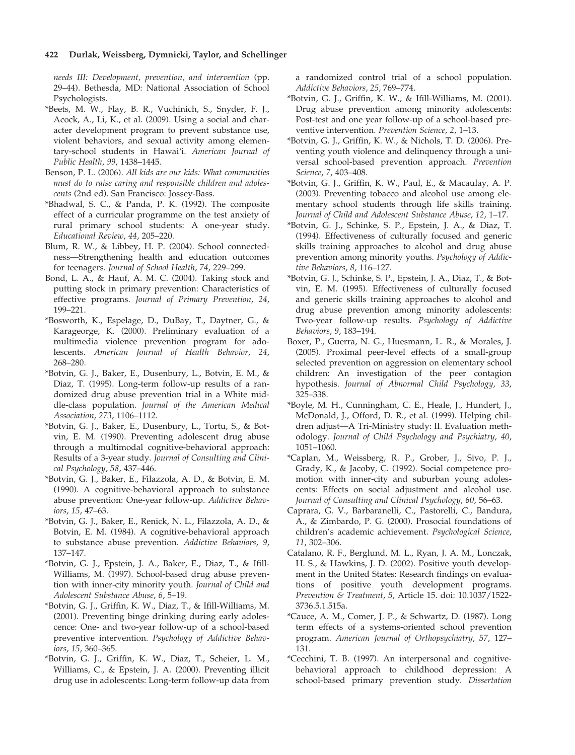*needs III: Development, prevention, and intervention* (pp. 29–44). Bethesda, MD: National Association of School Psychologists.

*Beets, M. W., Flay, B. R., Vuchinich, S., Snyder, F. J., Acock, A., Li, K., et al. (2009). Using a social and character development program to prevent substance use, violent behaviors, and sexual activity among elementary-school students in Hawai'i. *American Journal of Public Health*, *99*, 1438–1445.

Benson, P. L. (2006). *All kids are our kids: What communities must do to raise caring and responsible children and adolescents* (2nd ed). San Francisco: Jossey-Bass.

*Bhadwal, S. C., & Panda, P. K. (1992). The composite effect of a curricular programme on the test anxiety of rural primary school students: A one-year study. *Educational Review*, *44*, 205–220.

Blum, R. W., & Libbey, H. P. (2004). School connectedness—Strengthening health and education outcomes for teenagers. *Journal of School Health*, *74*, 229–299.

Bond, L. A., & Hauf, A. M. C. (2004). Taking stock and putting stock in primary prevention: Characteristics of effective programs. *Journal of Primary Prevention*, *24*, 199–221.

*Bosworth, K., Espelage, D., DuBay, T., Daytner, G., & Karageorge, K. (2000). Preliminary evaluation of a multimedia violence prevention program for adolescents. *American Journal of Health Behavior*, *24*, 268–280.

*Botvin, G. J., Baker, E., Dusenbury, L., Botvin, E. M., & Diaz, T. (1995). Long-term follow-up results of a randomized drug abuse prevention trial in a White middle-class population. *Journal of the American Medical Association*, *273*, 1106–1112.

*Botvin, G. J., Baker, E., Dusenbury, L., Tortu, S., & Botvin, E. M. (1990). Preventing adolescent drug abuse through a multimodal cognitive-behavioral approach: Results of a 3-year study. *Journal of Consulting and Clinical Psychology*, *58*, 437–446.

*Botvin, G. J., Baker, E., Filazzola, A. D., & Botvin, E. M. (1990). A cognitive-behavioral approach to substance abuse prevention: One-year follow-up. *Addictive Behaviors*, *15*, 47–63.

*Botvin, G. J., Baker, E., Renick, N. L., Filazzola, A. D., & Botvin, E. M. (1984). A cognitive-behavioral approach to substance abuse prevention. *Addictive Behaviors*, *9*, 137–147.

*Botvin, G. J., Epstein, J. A., Baker, E., Diaz, T., & Ifill-Williams, M. (1997). School-based drug abuse prevention with inner-city minority youth. *Journal of Child and Adolescent Substance Abuse*, *6*, 5–19.

*Botvin, G. J., Griffin, K. W., Diaz, T., & Ifill-Williams, M. (2001). Preventing binge drinking during early adolescence: One- and two-year follow-up of a school-based preventive intervention. *Psychology of Addictive Behaviors*, *15*, 360–365.

*Botvin, G. J., Griffin, K. W., Diaz, T., Scheier, L. M., Williams, C., & Epstein, J. A. (2000). Preventing illicit drug use in adolescents: Long-term follow-up data from a randomized control trial of a school population. *Addictive Behaviors*, *25*, 769–774.

*Botvin, G. J., Griffin, K. W., & Ifill-Williams, M. (2001). Drug abuse prevention among minority adolescents: Post-test and one year follow-up of a school-based preventive intervention. *Prevention Science*, *2*, 1–13.

*Botvin, G. J., Griffin, K. W., & Nichols, T. D. (2006). Preventing youth violence and delinquency through a universal school-based prevention approach. *Prevention Science*, *7*, 403–408.

*Botvin, G. J., Griffin, K. W., Paul, E., & Macaulay, A. P. (2003). Preventing tobacco and alcohol use among elementary school students through life skills training. *Journal of Child and Adolescent Substance Abuse*, *12*, 1–17.

*Botvin, G. J., Schinke, S. P., Epstein, J. A., & Diaz, T. (1994). Effectiveness of culturally focused and generic skills training approaches to alcohol and drug abuse prevention among minority youths. *Psychology of Addictive Behaviors*, *8*, 116–127.

*Botvin, G. J., Schinke, S. P., Epstein, J. A., Diaz, T., & Botvin, E. M. (1995). Effectiveness of culturally focused and generic skills training approaches to alcohol and drug abuse prevention among minority adolescents: Two-year follow-up results. *Psychology of Addictive Behaviors*, *9*, 183–194.

Boxer, P., Guerra, N. G., Huesmann, L. R., & Morales, J. (2005). Proximal peer-level effects of a small-group selected prevention on aggression on elementary school children: An investigation of the peer contagion hypothesis. *Journal of Abnormal Child Psychology*, *33*, 325–338.

*Boyle, M. H., Cunningham, C. E., Heale, J., Hundert, J., McDonald, J., Offord, D. R., et al. (1999). Helping children adjust—A Tri-Ministry study: II. Evaluation methodology. *Journal of Child Psychology and Psychiatry*, *40*, 1051–1060.

*Caplan, M., Weissberg, R. P., Grober, J., Sivo, P. J., Grady, K., & Jacoby, C. (1992). Social competence promotion with inner-city and suburban young adolescents: Effects on social adjustment and alcohol use. *Journal of Consulting and Clinical Psychology*, *60*, 56–63.

Caprara, G. V., Barbaranelli, C., Pastorelli, C., Bandura, A., & Zimbardo, P. G. (2000). Prosocial foundations of children's academic achievement. *Psychological Science*, *11*, 302–306.

Catalano, R. F., Berglund, M. L., Ryan, J. A. M., Lonczak, H. S., & Hawkins, J. D. (2002). Positive youth development in the United States: Research findings on evaluations of positive youth development programs. *Prevention & Treatment*, *5*, Article 15. doi: 10.1037/1522-3736.5.1.515a.

*Cauce, A. M., Comer, J. P., & Schwartz, D. (1987). Long term effects of a systems-oriented school prevention program. *American Journal of Orthopsychiatry*, *57*, 127–131.

*Cecchini, T. B. (1997). An interpersonal and cognitive-behavioral approach to childhood depression: A school-based primary prevention study. *Dissertation*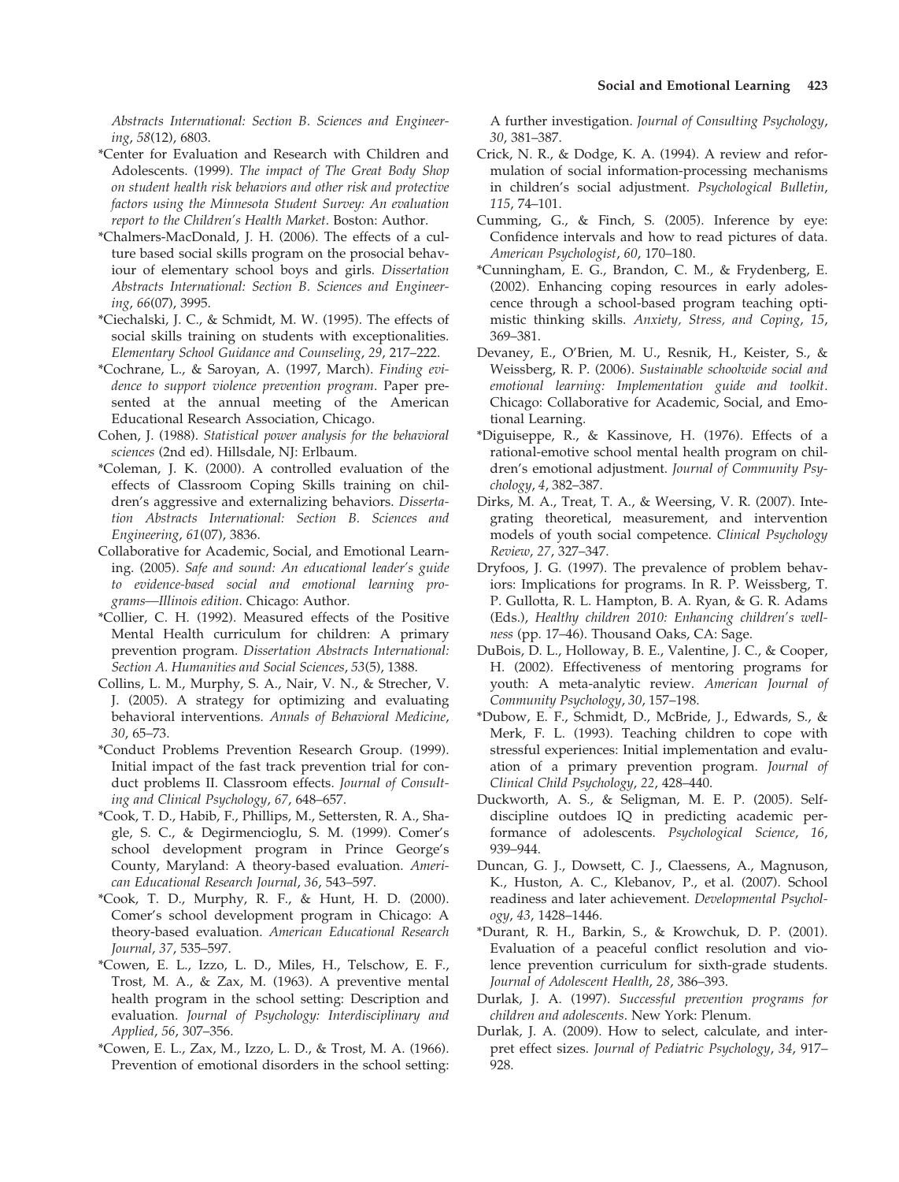*Abstracts International: Section B. Sciences and Engineering*, *58*(12), 6803.

*Center for Evaluation and Research with Children and Adolescents. (1999). *The impact of The Great Body Shop on student health risk behaviors and other risk and protective factors using the Minnesota Student Survey: An evaluation report to the Children's Health Market*. Boston: Author.

*Chalmers-MacDonald, J. H. (2006). The effects of a culture based social skills program on the prosocial behaviour of elementary school boys and girls. *Dissertation Abstracts International: Section B. Sciences and Engineering*, *66*(07), 3995.

*Ciechalski, J. C., & Schmidt, M. W. (1995). The effects of social skills training on students with exceptionalities. *Elementary School Guidance and Counseling*, *29*, 217–222.

*Cochrane, L., & Saroyan, A. (1997, March). *Finding evidence to support violence prevention program*. Paper presented at the annual meeting of the American Educational Research Association, Chicago.

Cohen, J. (1988). *Statistical power analysis for the behavioral sciences* (2nd ed). Hillsdale, NJ: Erlbaum.

*Coleman, J. K. (2000). A controlled evaluation of the effects of Classroom Coping Skills training on children's aggressive and externalizing behaviors. *Dissertation Abstracts International: Section B. Sciences and Engineering*, *61*(07), 3836.

Collaborative for Academic, Social, and Emotional Learning. (2005). *Safe and sound: An educational leader's guide to evidence-based social and emotional learning programs—Illinois edition*. Chicago: Author.

*Collier, C. H. (1992). Measured effects of the Positive Mental Health curriculum for children: A primary prevention program. *Dissertation Abstracts International: Section A. Humanities and Social Sciences*, *53*(5), 1388.

Collins, L. M., Murphy, S. A., Nair, V. N., & Strecher, V. J. (2005). A strategy for optimizing and evaluating behavioral interventions. *Annals of Behavioral Medicine*, *30*, 65–73.

*Conduct Problems Prevention Research Group. (1999). Initial impact of the fast track prevention trial for conduct problems II. Classroom effects. *Journal of Consulting and Clinical Psychology*, *67*, 648–657.

*Cook, T. D., Habib, F., Phillips, M., Settersten, R. A., Shagle, S. C., & Degirmencioglu, S. M. (1999). Comer's school development program in Prince George's County, Maryland: A theory-based evaluation. *American Educational Research Journal*, *36*, 543–597.

*Cook, T. D., Murphy, R. F., & Hunt, H. D. (2000). Comer's school development program in Chicago: A theory-based evaluation. *American Educational Research Journal*, *37*, 535–597.

*Cowen, E. L., Izzo, L. D., Miles, H., Telschow, E. F., Trost, M. A., & Zax, M. (1963). A preventive mental health program in the school setting: Description and evaluation. *Journal of Psychology: Interdisciplinary and Applied*, *56*, 307–356.

*Cowen, E. L., Zax, M., Izzo, L. D., & Trost, M. A. (1966). Prevention of emotional disorders in the school setting: A further investigation. *Journal of Consulting Psychology*, *30*, 381–387.

Crick, N. R., & Dodge, K. A. (1994). A review and reformulation of social information-processing mechanisms in children's social adjustment. *Psychological Bulletin*, *115*, 74–101.

Cumming, G., & Finch, S. (2005). Inference by eye: Confidence intervals and how to read pictures of data. *American Psychologist*, *60*, 170–180.

*Cunningham, E. G., Brandon, C. M., & Frydenberg, E. (2002). Enhancing coping resources in early adolescence through a school-based program teaching optimistic thinking skills. *Anxiety, Stress, and Coping*, *15*, 369–381.

Devaney, E., O'Brien, M. U., Resnik, H., Keister, S., & Weissberg, R. P. (2006). *Sustainable schoolwide social and emotional learning: Implementation guide and toolkit*. Chicago: Collaborative for Academic, Social, and Emotional Learning.

*Diguiseppe, R., & Kassinove, H. (1976). Effects of a rational-emotive school mental health program on children's emotional adjustment. *Journal of Community Psychology*, *4*, 382–387.

Dirks, M. A., Treat, T. A., & Weersing, V. R. (2007). Integrating theoretical, measurement, and intervention models of youth social competence. *Clinical Psychology Review*, *27*, 327–347.

Dryfoos, J. G. (1997). The prevalence of problem behaviors: Implications for programs. In R. P. Weissberg, T. P. Gullotta, R. L. Hampton, B. A. Ryan, & G. R. Adams (Eds.), *Healthy children 2010: Enhancing children's wellness* (pp. 17–46). Thousand Oaks, CA: Sage.

DuBois, D. L., Holloway, B. E., Valentine, J. C., & Cooper, H. (2002). Effectiveness of mentoring programs for youth: A meta-analytic review. *American Journal of Community Psychology*, *30*, 157–198.

*Dubow, E. F., Schmidt, D., McBride, J., Edwards, S., & Merk, F. L. (1993). Teaching children to cope with stressful experiences: Initial implementation and evaluation of a primary prevention program. *Journal of Clinical Child Psychology*, *22*, 428–440.

Duckworth, A. S., & Seligman, M. E. P. (2005). Self-discipline outdoes IQ in predicting academic performance of adolescents. *Psychological Science*, *16*, 939–944.

Duncan, G. J., Dowsett, C. J., Claessens, A., Magnuson, K., Huston, A. C., Klebanov, P., et al. (2007). School readiness and later achievement. *Developmental Psychology*, *43*, 1428–1446.

*Durant, R. H., Barkin, S., & Krowchuk, D. P. (2001). Evaluation of a peaceful conflict resolution and violence prevention curriculum for sixth-grade students. *Journal of Adolescent Health*, *28*, 386–393.

Durlak, J. A. (1997). *Successful prevention programs for children and adolescents*. New York: Plenum.

Durlak, J. A. (2009). How to select, calculate, and interpret effect sizes. *Journal of Pediatric Psychology*, *34*, 917–928.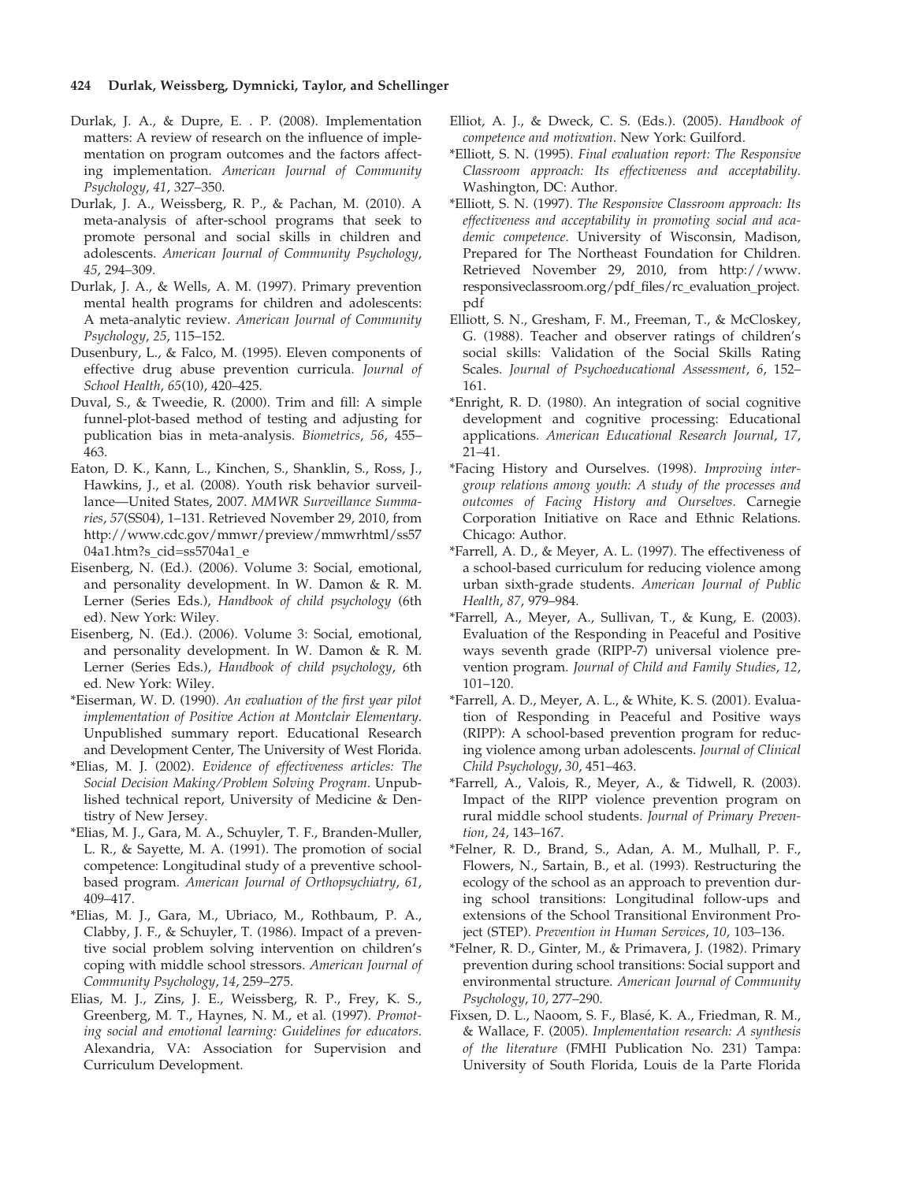Durlak, J. A., & Dupre, E. . P. (2008). Implementation matters: A review of research on the influence of implementation on program outcomes and the factors affecting implementation. *American Journal of Community Psychology*, *41*, 327–350.

Durlak, J. A., Weissberg, R. P., & Pachan, M. (2010). A meta-analysis of after-school programs that seek to promote personal and social skills in children and adolescents. *American Journal of Community Psychology*, *45*, 294–309.

Durlak, J. A., & Wells, A. M. (1997). Primary prevention mental health programs for children and adolescents: A meta-analytic review. *American Journal of Community Psychology*, *25*, 115–152.

Dusenbury, L., & Falco, M. (1995). Eleven components of effective drug abuse prevention curricula. *Journal of School Health*, *65*(10), 420–425.

Duval, S., & Tweedie, R. (2000). Trim and fill: A simple funnel-plot-based method of testing and adjusting for publication bias in meta-analysis. *Biometrics*, *56*, 455–463.

Eaton, D. K., Kann, L., Kinchen, S., Shanklin, S., Ross, J., Hawkins, J., et al. (2008). Youth risk behavior surveillance—United States, 2007. *MMWR Surveillance Summaries*, *57*(SS04), 1–131. Retrieved November 29, 2010, from http://www.cdc.gov/mmwr/preview/mmwrhtml/ss5704a1.htm?s_cid=ss5704a1_e

Eisenberg, N. (Ed.). (2006). Volume 3: Social, emotional, and personality development. In W. Damon & R. M. Lerner (Series Eds.), *Handbook of child psychology* (6th ed). New York: Wiley.

Eisenberg, N. (Ed.). (2006). Volume 3: Social, emotional, and personality development. In W. Damon & R. M. Lerner (Series Eds.), *Handbook of child psychology*, 6th ed. New York: Wiley.

*Eiserman, W. D. (1990). *An evaluation of the first year pilot implementation of Positive Action at Montclair Elementary*. Unpublished summary report. Educational Research and Development Center, The University of West Florida.

*Elias, M. J. (2002). *Evidence of effectiveness articles: The Social Decision Making/Problem Solving Program*. Unpublished technical report, University of Medicine & Dentistry of New Jersey.

*Elias, M. J., Gara, M. A., Schuyler, T. F., Branden-Muller, L. R., & Sayette, M. A. (1991). The promotion of social competence: Longitudinal study of a preventive school-based program. *American Journal of Orthopsychiatry*, *61*, 409–417.

*Elias, M. J., Gara, M., Ubriaco, M., Rothbaum, P. A., Clabby, J. F., & Schuyler, T. (1986). Impact of a preventive social problem solving intervention on children's coping with middle school stressors. *American Journal of Community Psychology*, *14*, 259–275.

Elias, M. J., Zins, J. E., Weissberg, R. P., Frey, K. S., Greenberg, M. T., Haynes, N. M., et al. (1997). *Promoting social and emotional learning: Guidelines for educators*. Alexandria, VA: Association for Supervision and Curriculum Development.

Elliot, A. J., & Dweck, C. S. (Eds.). (2005). *Handbook of competence and motivation*. New York: Guilford.

*Elliott, S. N. (1995). *Final evaluation report: The Responsive Classroom approach: Its effectiveness and acceptability*. Washington, DC: Author.

*Elliott, S. N. (1997). *The Responsive Classroom approach: Its effectiveness and acceptability in promoting social and academic competence*. University of Wisconsin, Madison, Prepared for The Northeast Foundation for Children. Retrieved November 29, 2010, from http://www.responsiveclassroom.org/pdf_files/rc_evaluation_project.pdf

Elliott, S. N., Gresham, F. M., Freeman, T., & McCloskey, G. (1988). Teacher and observer ratings of children's social skills: Validation of the Social Skills Rating Scales. *Journal of Psychoeducational Assessment*, *6*, 152–161.

*Enright, R. D. (1980). An integration of social cognitive development and cognitive processing: Educational applications. *American Educational Research Journal*, *17*, 21–41.

*Facing History and Ourselves. (1998). *Improving intergroup relations among youth: A study of the processes and outcomes of Facing History and Ourselves*. Carnegie Corporation Initiative on Race and Ethnic Relations. Chicago: Author.

*Farrell, A. D., & Meyer, A. L. (1997). The effectiveness of a school-based curriculum for reducing violence among urban sixth-grade students. *American Journal of Public Health*, *87*, 979–984.

*Farrell, A., Meyer, A., Sullivan, T., & Kung, E. (2003). Evaluation of the Responding in Peaceful and Positive ways seventh grade (RIPP-7) universal violence prevention program. *Journal of Child and Family Studies*, *12*, 101–120.

*Farrell, A. D., Meyer, A. L., & White, K. S. (2001). Evaluation of Responding in Peaceful and Positive ways (RIPP): A school-based prevention program for reducing violence among urban adolescents. *Journal of Clinical Child Psychology*, *30*, 451–463.

*Farrell, A., Valois, R., Meyer, A., & Tidwell, R. (2003). Impact of the RIPP violence prevention program on rural middle school students. *Journal of Primary Prevention*, *24*, 143–167.

*Felner, R. D., Brand, S., Adan, A. M., Mulhall, P. F., Flowers, N., Sartain, B., et al. (1993). Restructuring the ecology of the school as an approach to prevention during school transitions: Longitudinal follow-ups and extensions of the School Transitional Environment Project (STEP). *Prevention in Human Services*, *10*, 103–136.

*Felner, R. D., Ginter, M., & Primavera, J. (1982). Primary prevention during school transitions: Social support and environmental structure. *American Journal of Community Psychology*, *10*, 277–290.

Fixsen, D. L., Naoom, S. F., Blasé, K. A., Friedman, R. M., & Wallace, F. (2005). *Implementation research: A synthesis of the literature* (FMHI Publication No. 231) Tampa: University of South Florida, Louis de la Parte Florida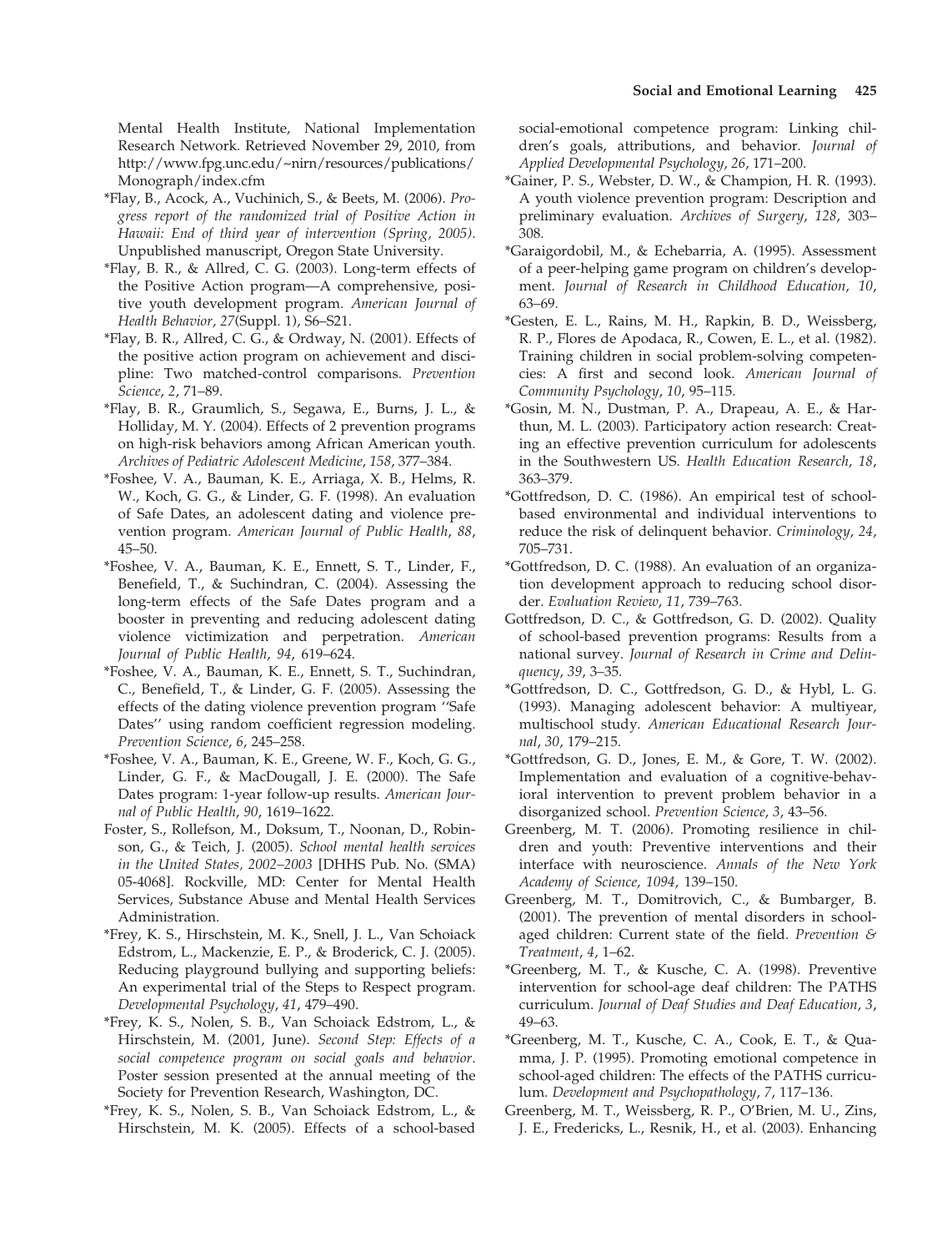Mental Health Institute, National Implementation Research Network. Retrieved November 29, 2010, from http://www.fpg.unc.edu/~nirn/resources/publications/Monograph/index.cfm

*Flay, B., Acock, A., Vuchinich, S., & Beets, M. (2006). *Progress report of the randomized trial of Positive Action in Hawaii: End of third year of intervention (Spring, 2005)*. Unpublished manuscript, Oregon State University.

*Flay, B. R., & Allred, C. G. (2003). Long-term effects of the Positive Action program—A comprehensive, positive youth development program. *American Journal of Health Behavior*, *27*(Suppl. 1), S6–S21.

*Flay, B. R., Allred, C. G., & Ordway, N. (2001). Effects of the positive action program on achievement and discipline: Two matched-control comparisons. *Prevention Science*, *2*, 71–89.

*Flay, B. R., Graumlich, S., Segawa, E., Burns, J. L., & Holliday, M. Y. (2004). Effects of 2 prevention programs on high-risk behaviors among African American youth. *Archives of Pediatric Adolescent Medicine*, *158*, 377–384.

*Foshee, V. A., Bauman, K. E., Arriaga, X. B., Helms, R. W., Koch, G. G., & Linder, G. F. (1998). An evaluation of Safe Dates, an adolescent dating and violence prevention program. *American Journal of Public Health*, *88*, 45–50.

*Foshee, V. A., Bauman, K. E., Ennett, S. T., Linder, F., Benefield, T., & Suchindran, C. (2004). Assessing the long-term effects of the Safe Dates program and a booster in preventing and reducing adolescent dating violence victimization and perpetration. *American Journal of Public Health*, *94*, 619–624.

*Foshee, V. A., Bauman, K. E., Ennett, S. T., Suchindran, C., Benefield, T., & Linder, G. F. (2005). Assessing the effects of the dating violence prevention program ''Safe Dates'' using random coefficient regression modeling. *Prevention Science*, *6*, 245–258.

*Foshee, V. A., Bauman, K. E., Greene, W. F., Koch, G. G., Linder, G. F., & MacDougall, J. E. (2000). The Safe Dates program: 1-year follow-up results. *American Journal of Public Health*, *90*, 1619–1622.

Foster, S., Rollefson, M., Doksum, T., Noonan, D., Robinson, G., & Teich, J. (2005). *School mental health services in the United States, 2002–2003* [DHHS Pub. No. (SMA) 05-4068]. Rockville, MD: Center for Mental Health Services, Substance Abuse and Mental Health Services Administration.

*Frey, K. S., Hirschstein, M. K., Snell, J. L., Van Schoiack Edstrom, L., Mackenzie, E. P., & Broderick, C. J. (2005). Reducing playground bullying and supporting beliefs: An experimental trial of the Steps to Respect program. *Developmental Psychology*, *41*, 479–490.

*Frey, K. S., Nolen, S. B., Van Schoiack Edstrom, L., & Hirschstein, M. (2001, June). *Second Step: Effects of a social competence program on social goals and behavior*. Poster session presented at the annual meeting of the Society for Prevention Research, Washington, DC.

*Frey, K. S., Nolen, S. B., Van Schoiack Edstrom, L., & Hirschstein, M. K. (2005). Effects of a school-based social-emotional competence program: Linking children's goals, attributions, and behavior. *Journal of Applied Developmental Psychology*, *26*, 171–200.

*Gainer, P. S., Webster, D. W., & Champion, H. R. (1993). A youth violence prevention program: Description and preliminary evaluation. *Archives of Surgery*, *128*, 303–308.

*Garaigordobil, M., & Echebarria, A. (1995). Assessment of a peer-helping game program on children's development. *Journal of Research in Childhood Education*, *10*, 63–69.

*Gesten, E. L., Rains, M. H., Rapkin, B. D., Weissberg, R. P., Flores de Apodaca, R., Cowen, E. L., et al. (1982). Training children in social problem-solving competencies: A first and second look. *American Journal of Community Psychology*, *10*, 95–115.

*Gosin, M. N., Dustman, P. A., Drapeau, A. E., & Harthun, M. L. (2003). Participatory action research: Creating an effective prevention curriculum for adolescents in the Southwestern US. *Health Education Research*, *18*, 363–379.

*Gottfredson, D. C. (1986). An empirical test of school-based environmental and individual interventions to reduce the risk of delinquent behavior. *Criminology*, *24*, 705–731.

*Gottfredson, D. C. (1988). An evaluation of an organization development approach to reducing school disorder. *Evaluation Review*, *11*, 739–763.

Gottfredson, D. C., & Gottfredson, G. D. (2002). Quality of school-based prevention programs: Results from a national survey. *Journal of Research in Crime and Delinquency*, *39*, 3–35.

*Gottfredson, D. C., Gottfredson, G. D., & Hybl, L. G. (1993). Managing adolescent behavior: A multiyear, multischool study. *American Educational Research Journal*, *30*, 179–215.

*Gottfredson, G. D., Jones, E. M., & Gore, T. W. (2002). Implementation and evaluation of a cognitive-behavioral intervention to prevent problem behavior in a disorganized school. *Prevention Science*, *3*, 43–56.

Greenberg, M. T. (2006). Promoting resilience in children and youth: Preventive interventions and their interface with neuroscience. *Annals of the New York Academy of Science*, *1094*, 139–150.

Greenberg, M. T., Domitrovich, C., & Bumbarger, B. (2001). The prevention of mental disorders in school-aged children: Current state of the field. *Prevention & Treatment*, *4*, 1–62.

*Greenberg, M. T., & Kusche, C. A. (1998). Preventive intervention for school-age deaf children: The PATHS curriculum. *Journal of Deaf Studies and Deaf Education*, *3*, 49–63.

*Greenberg, M. T., Kusche, C. A., Cook, E. T., & Quamma, J. P. (1995). Promoting emotional competence in school-aged children: The effects of the PATHS curriculum. *Development and Psychopathology*, *7*, 117–136.

Greenberg, M. T., Weissberg, R. P., O'Brien, M. U., Zins, J. E., Fredericks, L., Resnik, H., et al. (2003). Enhancing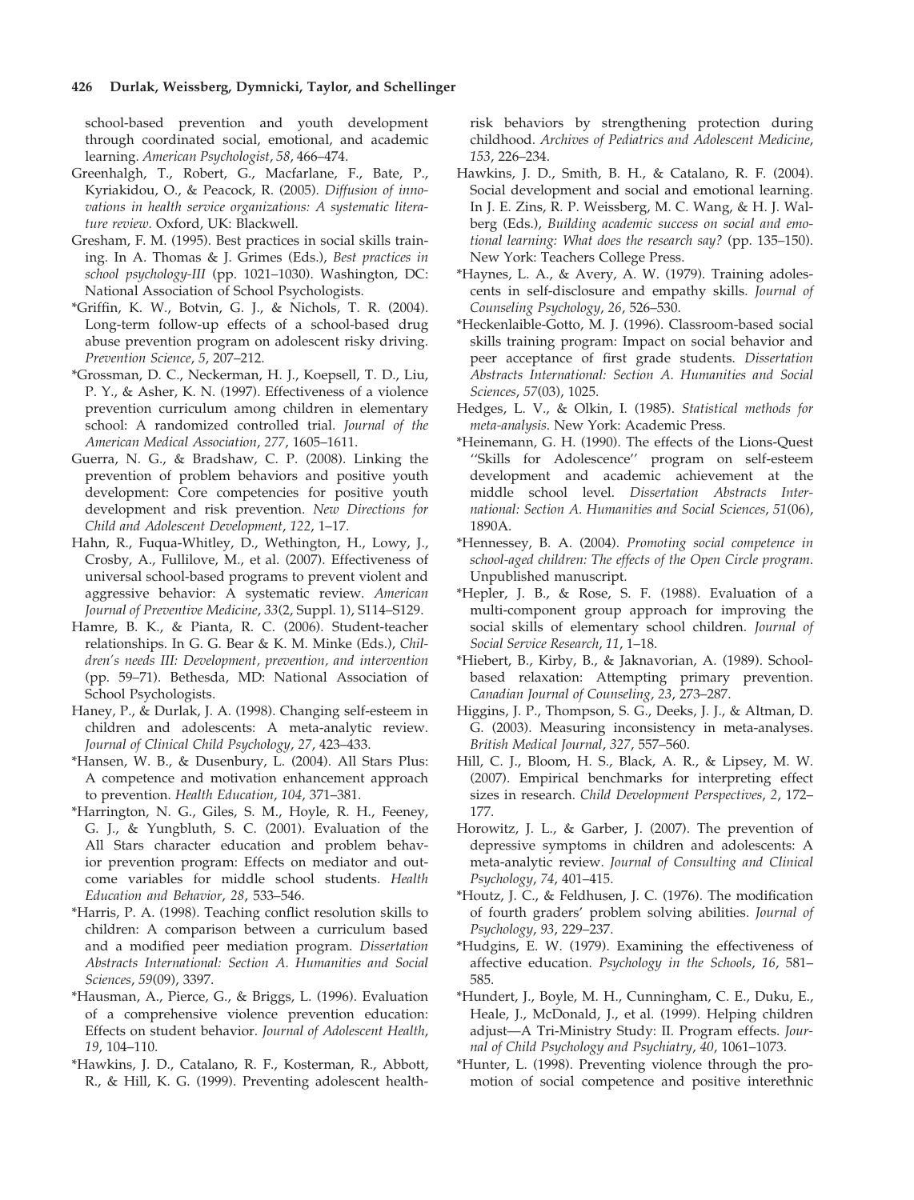school-based prevention and youth development through coordinated social, emotional, and academic learning. *American Psychologist*, *58*, 466–474.

Greenhalgh, T., Robert, G., Macfarlane, F., Bate, P., Kyriakidou, O., & Peacock, R. (2005). *Diffusion of innovations in health service organizations: A systematic literature review*. Oxford, UK: Blackwell.

Gresham, F. M. (1995). Best practices in social skills training. In A. Thomas & J. Grimes (Eds.), *Best practices in school psychology-III* (pp. 1021–1030). Washington, DC: National Association of School Psychologists.

*Griffin, K. W., Botvin, G. J., & Nichols, T. R. (2004). Long-term follow-up effects of a school-based drug abuse prevention program on adolescent risky driving. *Prevention Science*, *5*, 207–212.

*Grossman, D. C., Neckerman, H. J., Koepsell, T. D., Liu, P. Y., & Asher, K. N. (1997). Effectiveness of a violence prevention curriculum among children in elementary school: A randomized controlled trial. *Journal of the American Medical Association*, *277*, 1605–1611.

Guerra, N. G., & Bradshaw, C. P. (2008). Linking the prevention of problem behaviors and positive youth development: Core competencies for positive youth development and risk prevention. *New Directions for Child and Adolescent Development*, *122*, 1–17.

Hahn, R., Fuqua-Whitley, D., Wethington, H., Lowy, J., Crosby, A., Fullilove, M., et al. (2007). Effectiveness of universal school-based programs to prevent violent and aggressive behavior: A systematic review. *American Journal of Preventive Medicine*, *33*(2, Suppl. 1), S114–S129.

Hamre, B. K., & Pianta, R. C. (2006). Student-teacher relationships. In G. G. Bear & K. M. Minke (Eds.), *Children's needs III: Development, prevention, and intervention* (pp. 59–71). Bethesda, MD: National Association of School Psychologists.

Haney, P., & Durlak, J. A. (1998). Changing self-esteem in children and adolescents: A meta-analytic review. *Journal of Clinical Child Psychology*, *27*, 423–433.

*Hansen, W. B., & Dusenbury, L. (2004). All Stars Plus: A competence and motivation enhancement approach to prevention. *Health Education*, *104*, 371–381.

*Harrington, N. G., Giles, S. M., Hoyle, R. H., Feeney, G. J., & Yungbluth, S. C. (2001). Evaluation of the All Stars character education and problem behavior prevention program: Effects on mediator and outcome variables for middle school students. *Health Education and Behavior*, *28*, 533–546.

*Harris, P. A. (1998). Teaching conflict resolution skills to children: A comparison between a curriculum based and a modified peer mediation program. *Dissertation Abstracts International: Section A. Humanities and Social Sciences*, *59*(09), 3397.

*Hausman, A., Pierce, G., & Briggs, L. (1996). Evaluation of a comprehensive violence prevention education: Effects on student behavior. *Journal of Adolescent Health*, *19*, 104–110.

*Hawkins, J. D., Catalano, R. F., Kosterman, R., Abbott, R., & Hill, K. G. (1999). Preventing adolescent health-risk behaviors by strengthening protection during childhood. *Archives of Pediatrics and Adolescent Medicine*, *153*, 226–234.

Hawkins, J. D., Smith, B. H., & Catalano, R. F. (2004). Social development and social and emotional learning. In J. E. Zins, R. P. Weissberg, M. C. Wang, & H. J. Walberg (Eds.), *Building academic success on social and emotional learning: What does the research say?* (pp. 135–150). New York: Teachers College Press.

*Haynes, L. A., & Avery, A. W. (1979). Training adolescents in self-disclosure and empathy skills. *Journal of Counseling Psychology*, *26*, 526–530.

*Heckenlaible-Gotto, M. J. (1996). Classroom-based social skills training program: Impact on social behavior and peer acceptance of first grade students. *Dissertation Abstracts International: Section A. Humanities and Social Sciences*, *57*(03), 1025.

Hedges, L. V., & Olkin, I. (1985). *Statistical methods for meta-analysis*. New York: Academic Press.

*Heinemann, G. H. (1990). The effects of the Lions-Quest ''Skills for Adolescence'' program on self-esteem development and academic achievement at the middle school level. *Dissertation Abstracts International: Section A. Humanities and Social Sciences*, *51*(06), 1890A.

*Hennessey, B. A. (2004). *Promoting social competence in school-aged children: The effects of the Open Circle program*. Unpublished manuscript.

*Hepler, J. B., & Rose, S. F. (1988). Evaluation of a multi-component group approach for improving the social skills of elementary school children. *Journal of Social Service Research*, *11*, 1–18.

*Hiebert, B., Kirby, B., & Jaknavorian, A. (1989). School-based relaxation: Attempting primary prevention. *Canadian Journal of Counseling*, *23*, 273–287.

Higgins, J. P., Thompson, S. G., Deeks, J. J., & Altman, D. G. (2003). Measuring inconsistency in meta-analyses. *British Medical Journal*, *327*, 557–560.

Hill, C. J., Bloom, H. S., Black, A. R., & Lipsey, M. W. (2007). Empirical benchmarks for interpreting effect sizes in research. *Child Development Perspectives*, *2*, 172–177.

Horowitz, J. L., & Garber, J. (2007). The prevention of depressive symptoms in children and adolescents: A meta-analytic review. *Journal of Consulting and Clinical Psychology*, *74*, 401–415.

*Houtz, J. C., & Feldhusen, J. C. (1976). The modification of fourth graders' problem solving abilities. *Journal of Psychology*, *93*, 229–237.

*Hudgins, E. W. (1979). Examining the effectiveness of affective education. *Psychology in the Schools*, *16*, 581–585.

*Hundert, J., Boyle, M. H., Cunningham, C. E., Duku, E., Heale, J., McDonald, J., et al. (1999). Helping children adjust—A Tri-Ministry Study: II. Program effects. *Journal of Child Psychology and Psychiatry*, *40*, 1061–1073.

*Hunter, L. (1998). Preventing violence through the promotion of social competence and positive interethnic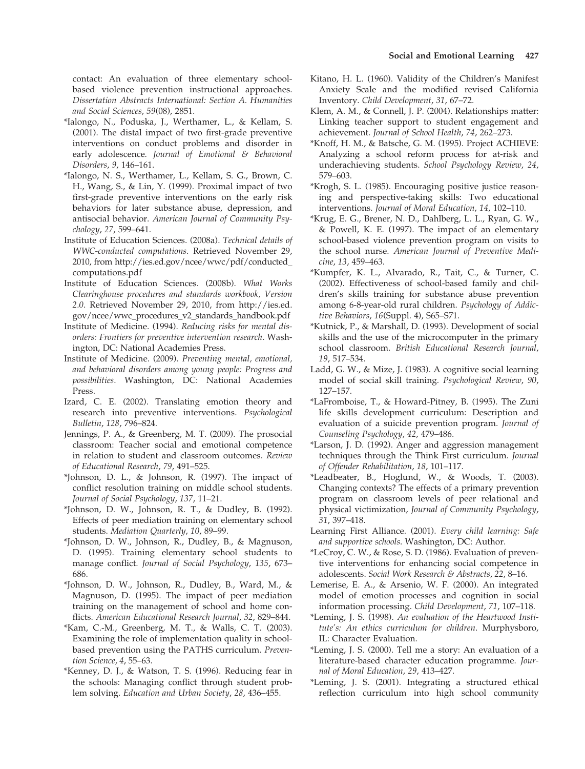contact: An evaluation of three elementary school-based violence prevention instructional approaches. *Dissertation Abstracts International: Section A. Humanities and Social Sciences*, *59*(08), 2851.

*Ialongo, N., Poduska, J., Werthamer, L., & Kellam, S. (2001). The distal impact of two first-grade preventive interventions on conduct problems and disorder in early adolescence. *Journal of Emotional & Behavioral Disorders*, *9*, 146–161.

*Ialongo, N. S., Werthamer, L., Kellam, S. G., Brown, C. H., Wang, S., & Lin, Y. (1999). Proximal impact of two first-grade preventive interventions on the early risk behaviors for later substance abuse, depression, and antisocial behavior. *American Journal of Community Psychology*, *27*, 599–641.

Institute of Education Sciences. (2008a). *Technical details of WWC-conducted computations*. Retrieved November 29, 2010, from http://ies.ed.gov/ncee/wwc/pdf/conducted_computations.pdf

Institute of Education Sciences. (2008b). *What Works Clearinghouse procedures and standards workbook, Version 2.0*. Retrieved November 29, 2010, from http://ies.ed.gov/ncee/wwc_procedures_v2_standards_handbook.pdf

Institute of Medicine. (1994). *Reducing risks for mental disorders: Frontiers for preventive intervention research*. Washington, DC: National Academies Press.

Institute of Medicine. (2009). *Preventing mental, emotional, and behavioral disorders among young people: Progress and possibilities*. Washington, DC: National Academies Press.

Izard, C. E. (2002). Translating emotion theory and research into preventive interventions. *Psychological Bulletin*, *128*, 796–824.

Jennings, P. A., & Greenberg, M. T. (2009). The prosocial classroom: Teacher social and emotional competence in relation to student and classroom outcomes. *Review of Educational Research*, *79*, 491–525.

*Johnson, D. L., & Johnson, R. (1997). The impact of conflict resolution training on middle school students. *Journal of Social Psychology*, *137*, 11–21.

*Johnson, D. W., Johnson, R. T., & Dudley, B. (1992). Effects of peer mediation training on elementary school students. *Mediation Quarterly*, *10*, 89–99.

*Johnson, D. W., Johnson, R., Dudley, B., & Magnuson, D. (1995). Training elementary school students to manage conflict. *Journal of Social Psychology*, *135*, 673–686.

*Johnson, D. W., Johnson, R., Dudley, B., Ward, M., & Magnuson, D. (1995). The impact of peer mediation training on the management of school and home conflicts. *American Educational Research Journal*, *32*, 829–844.

*Kam, C.-M., Greenberg, M. T., & Walls, C. T. (2003). Examining the role of implementation quality in school-based prevention using the PATHS curriculum. *Prevention Science*, *4*, 55–63.

*Kenney, D. J., & Watson, T. S. (1996). Reducing fear in the schools: Managing conflict through student problem solving. *Education and Urban Society*, *28*, 436–455.

Kitano, H. L. (1960). Validity of the Children's Manifest Anxiety Scale and the modified revised California Inventory. *Child Development*, *31*, 67–72.

Klem, A. M., & Connell, J. P. (2004). Relationships matter: Linking teacher support to student engagement and achievement. *Journal of School Health*, *74*, 262–273.

*Knoff, H. M., & Batsche, G. M. (1995). Project ACHIEVE: Analyzing a school reform process for at-risk and underachieving students. *School Psychology Review*, *24*, 579–603.

*Krogh, S. L. (1985). Encouraging positive justice reasoning and perspective-taking skills: Two educational interventions. *Journal of Moral Education*, *14*, 102–110.

*Krug, E. G., Brener, N. D., Dahlberg, L. L., Ryan, G. W., & Powell, K. E. (1997). The impact of an elementary school-based violence prevention program on visits to the school nurse. *American Journal of Preventive Medicine*, *13*, 459–463.

*Kumpfer, K. L., Alvarado, R., Tait, C., & Turner, C. (2002). Effectiveness of school-based family and children's skills training for substance abuse prevention among 6-8-year-old rural children. *Psychology of Addictive Behaviors*, *16*(Suppl. 4), S65–S71.

*Kutnick, P., & Marshall, D. (1993). Development of social skills and the use of the microcomputer in the primary school classroom. *British Educational Research Journal*, *19*, 517–534.

Ladd, G. W., & Mize, J. (1983). A cognitive social learning model of social skill training. *Psychological Review*, *90*, 127–157.

*LaFromboise, T., & Howard-Pitney, B. (1995). The Zuni life skills development curriculum: Description and evaluation of a suicide prevention program. *Journal of Counseling Psychology*, *42*, 479–486.

*Larson, J. D. (1992). Anger and aggression management techniques through the Think First curriculum. *Journal of Offender Rehabilitation*, *18*, 101–117.

*Leadbeater, B., Hoglund, W., & Woods, T. (2003). Changing contexts? The effects of a primary prevention program on classroom levels of peer relational and physical victimization, *Journal of Community Psychology*, *31*, 397–418.

Learning First Alliance. (2001). *Every child learning: Safe and supportive schools*. Washington, DC: Author.

*LeCroy, C. W., & Rose, S. D. (1986). Evaluation of preventive interventions for enhancing social competence in adolescents. *Social Work Research & Abstracts*, *22*, 8–16.

Lemerise, E. A., & Arsenio, W. F. (2000). An integrated model of emotion processes and cognition in social information processing. *Child Development*, *71*, 107–118.

*Leming, J. S. (1998). *An evaluation of the Heartwood Institute's: An ethics curriculum for children*. Murphysboro, IL: Character Evaluation.

*Leming, J. S. (2000). Tell me a story: An evaluation of a literature-based character education programme. *Journal of Moral Education*, *29*, 413–427.

*Leming, J. S. (2001). Integrating a structured ethical reflection curriculum into high school community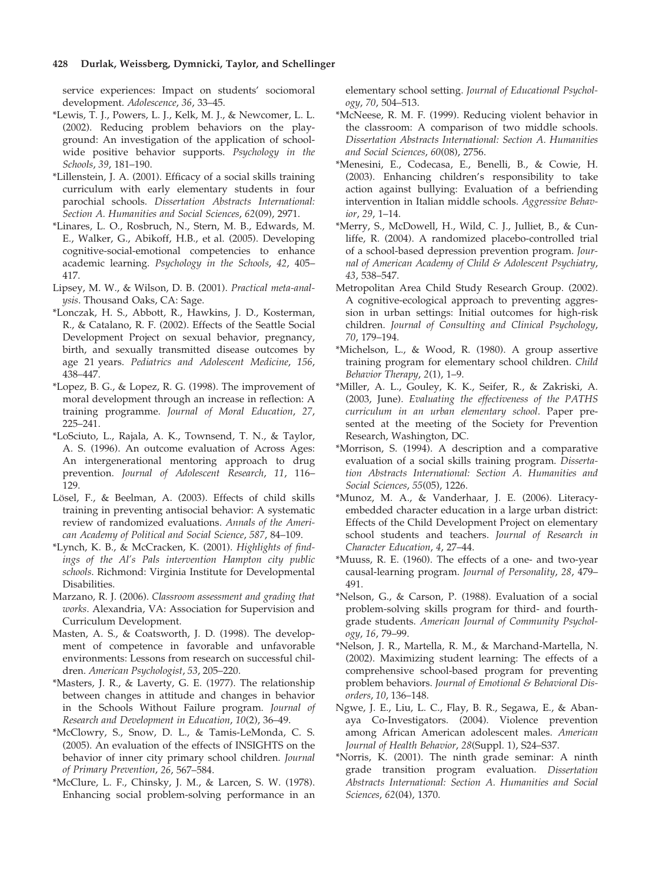service experiences: Impact on students' sociomoral development. *Adolescence*, *36*, 33–45.

*Lewis, T. J., Powers, L. J., Kelk, M. J., & Newcomer, L. L. (2002). Reducing problem behaviors on the playground: An investigation of the application of schoolwide positive behavior supports. *Psychology in the Schools*, *39*, 181–190.

*Lillenstein, J. A. (2001). Efficacy of a social skills training curriculum with early elementary students in four parochial schools. *Dissertation Abstracts International: Section A. Humanities and Social Sciences*, *62*(09), 2971.

*Linares, L. O., Rosbruch, N., Stern, M. B., Edwards, M. E., Walker, G., Abikoff, H.B., et al. (2005). Developing cognitive-social-emotional competencies to enhance academic learning. *Psychology in the Schools*, *42*, 405–417.

Lipsey, M. W., & Wilson, D. B. (2001). *Practical meta-analysis*. Thousand Oaks, CA: Sage.

*Lonczak, H. S., Abbott, R., Hawkins, J. D., Kosterman, R., & Catalano, R. F. (2002). Effects of the Seattle Social Development Project on sexual behavior, pregnancy, birth, and sexually transmitted disease outcomes by age 21 years. *Pediatrics and Adolescent Medicine*, *156*, 438–447.

*Lopez, B. G., & Lopez, R. G. (1998). The improvement of moral development through an increase in reflection: A training programme. *Journal of Moral Education*, *27*, 225–241.

*LoSciuto, L., Rajala, A. K., Townsend, T. N., & Taylor, A. S. (1996). An outcome evaluation of Across Ages: An intergenerational mentoring approach to drug prevention. *Journal of Adolescent Research*, *11*, 116–129.

Lösel, F., & Beelman, A. (2003). Effects of child skills training in preventing antisocial behavior: A systematic review of randomized evaluations. *Annals of the American Academy of Political and Social Science*, *587*, 84–109.

*Lynch, K. B., & McCracken, K. (2001). *Highlights of findings of the Al's Pals intervention Hampton city public schools*. Richmond: Virginia Institute for Developmental Disabilities.

Marzano, R. J. (2006). *Classroom assessment and grading that works*. Alexandria, VA: Association for Supervision and Curriculum Development.

Masten, A. S., & Coatsworth, J. D. (1998). The development of competence in favorable and unfavorable environments: Lessons from research on successful children. *American Psychologist*, *53*, 205–220.

*Masters, J. R., & Laverty, G. E. (1977). The relationship between changes in attitude and changes in behavior in the Schools Without Failure program. *Journal of Research and Development in Education*, *10*(2), 36–49.

*McClowry, S., Snow, D. L., & Tamis-LeMonda, C. S. (2005). An evaluation of the effects of INSIGHTS on the behavior of inner city primary school children. *Journal of Primary Prevention*, *26*, 567–584.

*McClure, L. F., Chinsky, J. M., & Larcen, S. W. (1978). Enhancing social problem-solving performance in an elementary school setting. *Journal of Educational Psychology*, *70*, 504–513.

*McNeese, R. M. F. (1999). Reducing violent behavior in the classroom: A comparison of two middle schools. *Dissertation Abstracts International: Section A. Humanities and Social Sciences*, *60*(08), 2756.

*Menesini, E., Codecasa, E., Benelli, B., & Cowie, H. (2003). Enhancing children's responsibility to take action against bullying: Evaluation of a befriending intervention in Italian middle schools. *Aggressive Behavior*, *29*, 1–14.

*Merry, S., McDowell, H., Wild, C. J., Julliet, B., & Cunliffe, R. (2004). A randomized placebo-controlled trial of a school-based depression prevention program. *Journal of American Academy of Child & Adolescent Psychiatry*, *43*, 538–547.

Metropolitan Area Child Study Research Group. (2002). A cognitive-ecological approach to preventing aggression in urban settings: Initial outcomes for high-risk children. *Journal of Consulting and Clinical Psychology*, *70*, 179–194.

*Michelson, L., & Wood, R. (1980). A group assertive training program for elementary school children. *Child Behavior Therapy*, *2*(1), 1–9.

*Miller, A. L., Gouley, K. K., Seifer, R., & Zakriski, A. (2003, June). *Evaluating the effectiveness of the PATHS curriculum in an urban elementary school*. Paper presented at the meeting of the Society for Prevention Research, Washington, DC.

*Morrison, S. (1994). A description and a comparative evaluation of a social skills training program. *Dissertation Abstracts International: Section A. Humanities and Social Sciences*, *55*(05), 1226.

*Munoz, M. A., & Vanderhaar, J. E. (2006). Literacy-embedded character education in a large urban district: Effects of the Child Development Project on elementary school students and teachers. *Journal of Research in Character Education*, *4*, 27–44.

*Muuss, R. E. (1960). The effects of a one- and two-year causal-learning program. *Journal of Personality*, *28*, 479–491.

*Nelson, G., & Carson, P. (1988). Evaluation of a social problem-solving skills program for third- and fourth-grade students. *American Journal of Community Psychology*, *16*, 79–99.

*Nelson, J. R., Martella, R. M., & Marchand-Martella, N. (2002). Maximizing student learning: The effects of a comprehensive school-based program for preventing problem behaviors. *Journal of Emotional & Behavioral Disorders*, *10*, 136–148.

Ngwe, J. E., Liu, L. C., Flay, B. R., Segawa, E., & Aban-aya Co-Investigators. (2004). Violence prevention among African American adolescent males. *American Journal of Health Behavior*, *28*(Suppl. 1), S24–S37.

*Norris, K. (2001). The ninth grade seminar: A ninth grade transition program evaluation. *Dissertation Abstracts International: Section A. Humanities and Social Sciences*, *62*(04), 1370.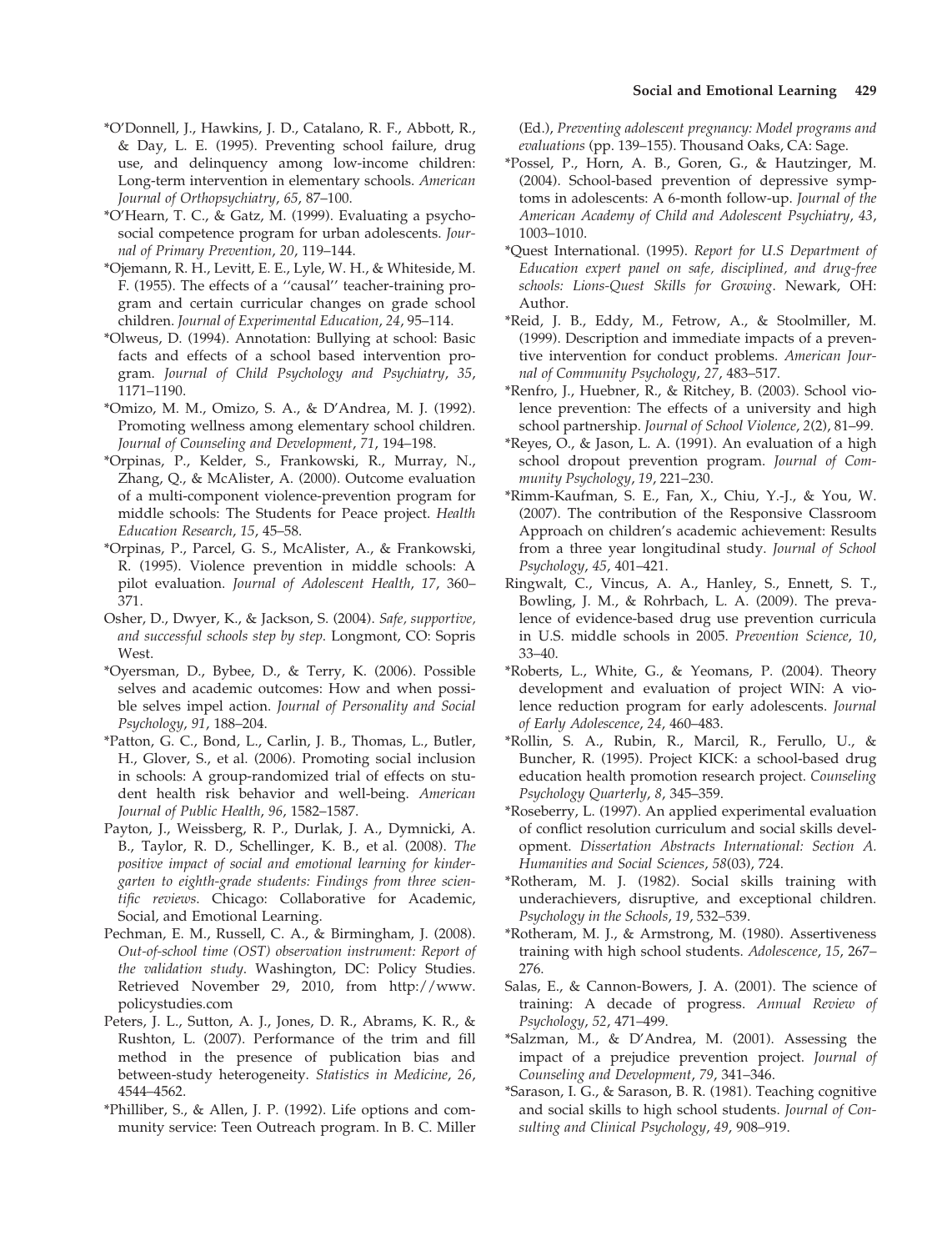*O'Donnell, J., Hawkins, J. D., Catalano, R. F., Abbott, R., & Day, L. E. (1995). Preventing school failure, drug use, and delinquency among low-income children: Long-term intervention in elementary schools. *American Journal of Orthopsychiatry*, *65*, 87–100.

*O'Hearn, T. C., & Gatz, M. (1999). Evaluating a psychosocial competence program for urban adolescents. *Journal of Primary Prevention*, *20*, 119–144.

*Ojemann, R. H., Levitt, E. E., Lyle, W. H., & Whiteside, M. F. (1955). The effects of a ''causal'' teacher-training program and certain curricular changes on grade school children. *Journal of Experimental Education*, *24*, 95–114.

*Olweus, D. (1994). Annotation: Bullying at school: Basic facts and effects of a school based intervention program. *Journal of Child Psychology and Psychiatry*, *35*, 1171–1190.

*Omizo, M. M., Omizo, S. A., & D'Andrea, M. J. (1992). Promoting wellness among elementary school children. *Journal of Counseling and Development*, *71*, 194–198.

*Orpinas, P., Kelder, S., Frankowski, R., Murray, N., Zhang, Q., & McAlister, A. (2000). Outcome evaluation of a multi-component violence-prevention program for middle schools: The Students for Peace project. *Health Education Research*, *15*, 45–58.

*Orpinas, P., Parcel, G. S., McAlister, A., & Frankowski, R. (1995). Violence prevention in middle schools: A pilot evaluation. *Journal of Adolescent Health*, *17*, 360–371.

Osher, D., Dwyer, K., & Jackson, S. (2004). *Safe, supportive, and successful schools step by step*. Longmont, CO: Sopris West.

*Oyersman, D., Bybee, D., & Terry, K. (2006). Possible selves and academic outcomes: How and when possible selves impel action. *Journal of Personality and Social Psychology*, *91*, 188–204.

*Patton, G. C., Bond, L., Carlin, J. B., Thomas, L., Butler, H., Glover, S., et al. (2006). Promoting social inclusion in schools: A group-randomized trial of effects on student health risk behavior and well-being. *American Journal of Public Health*, *96*, 1582–1587.

Payton, J., Weissberg, R. P., Durlak, J. A., Dymnicki, A. B., Taylor, R. D., Schellinger, K. B., et al. (2008). *The positive impact of social and emotional learning for kindergarten to eighth-grade students: Findings from three scientific reviews*. Chicago: Collaborative for Academic, Social, and Emotional Learning.

Pechman, E. M., Russell, C. A., & Birmingham, J. (2008). *Out-of-school time (OST) observation instrument: Report of the validation study*. Washington, DC: Policy Studies. Retrieved November 29, 2010, from http://www.policystudies.com

Peters, J. L., Sutton, A. J., Jones, D. R., Abrams, K. R., & Rushton, L. (2007). Performance of the trim and fill method in the presence of publication bias and between-study heterogeneity. *Statistics in Medicine*, *26*, 4544–4562.

*Philliber, S., & Allen, J. P. (1992). Life options and community service: Teen Outreach program. In B. C. Miller (Ed.), *Preventing adolescent pregnancy: Model programs and evaluations* (pp. 139–155). Thousand Oaks, CA: Sage.

*Possel, P., Horn, A. B., Goren, G., & Hautzinger, M. (2004). School-based prevention of depressive symptoms in adolescents: A 6-month follow-up. *Journal of the American Academy of Child and Adolescent Psychiatry*, *43*, 1003–1010.

*Quest International. (1995). *Report for U.S Department of Education expert panel on safe, disciplined, and drug-free schools: Lions-Quest Skills for Growing*. Newark, OH: Author.

*Reid, J. B., Eddy, M., Fetrow, A., & Stoolmiller, M. (1999). Description and immediate impacts of a preventive intervention for conduct problems. *American Journal of Community Psychology*, *27*, 483–517.

*Renfro, J., Huebner, R., & Ritchey, B. (2003). School violence prevention: The effects of a university and high school partnership. *Journal of School Violence*, *2*(2), 81–99.

*Reyes, O., & Jason, L. A. (1991). An evaluation of a high school dropout prevention program. *Journal of Community Psychology*, *19*, 221–230.

*Rimm-Kaufman, S. E., Fan, X., Chiu, Y.-J., & You, W. (2007). The contribution of the Responsive Classroom Approach on children's academic achievement: Results from a three year longitudinal study. *Journal of School Psychology*, *45*, 401–421.

Ringwalt, C., Vincus, A. A., Hanley, S., Ennett, S. T., Bowling, J. M., & Rohrbach, L. A. (2009). The prevalence of evidence-based drug use prevention curricula in U.S. middle schools in 2005. *Prevention Science*, *10*, 33–40.

*Roberts, L., White, G., & Yeomans, P. (2004). Theory development and evaluation of project WIN: A violence reduction program for early adolescents. *Journal of Early Adolescence*, *24*, 460–483.

*Rollin, S. A., Rubin, R., Marcil, R., Ferullo, U., & Buncher, R. (1995). Project KICK: a school-based drug education health promotion research project. *Counseling Psychology Quarterly*, *8*, 345–359.

*Roseberry, L. (1997). An applied experimental evaluation of conflict resolution curriculum and social skills development. *Dissertation Abstracts International: Section A. Humanities and Social Sciences*, *58*(03), 724.

*Rotheram, M. J. (1982). Social skills training with underachievers, disruptive, and exceptional children. *Psychology in the Schools*, *19*, 532–539.

*Rotheram, M. J., & Armstrong, M. (1980). Assertiveness training with high school students. *Adolescence*, *15*, 267–276.

Salas, E., & Cannon-Bowers, J. A. (2001). The science of training: A decade of progress. *Annual Review of Psychology*, *52*, 471–499.

*Salzman, M., & D'Andrea, M. (2001). Assessing the impact of a prejudice prevention project. *Journal of Counseling and Development*, *79*, 341–346.

*Sarason, I. G., & Sarason, B. R. (1981). Teaching cognitive and social skills to high school students. *Journal of Consulting and Clinical Psychology*, *49*, 908–919.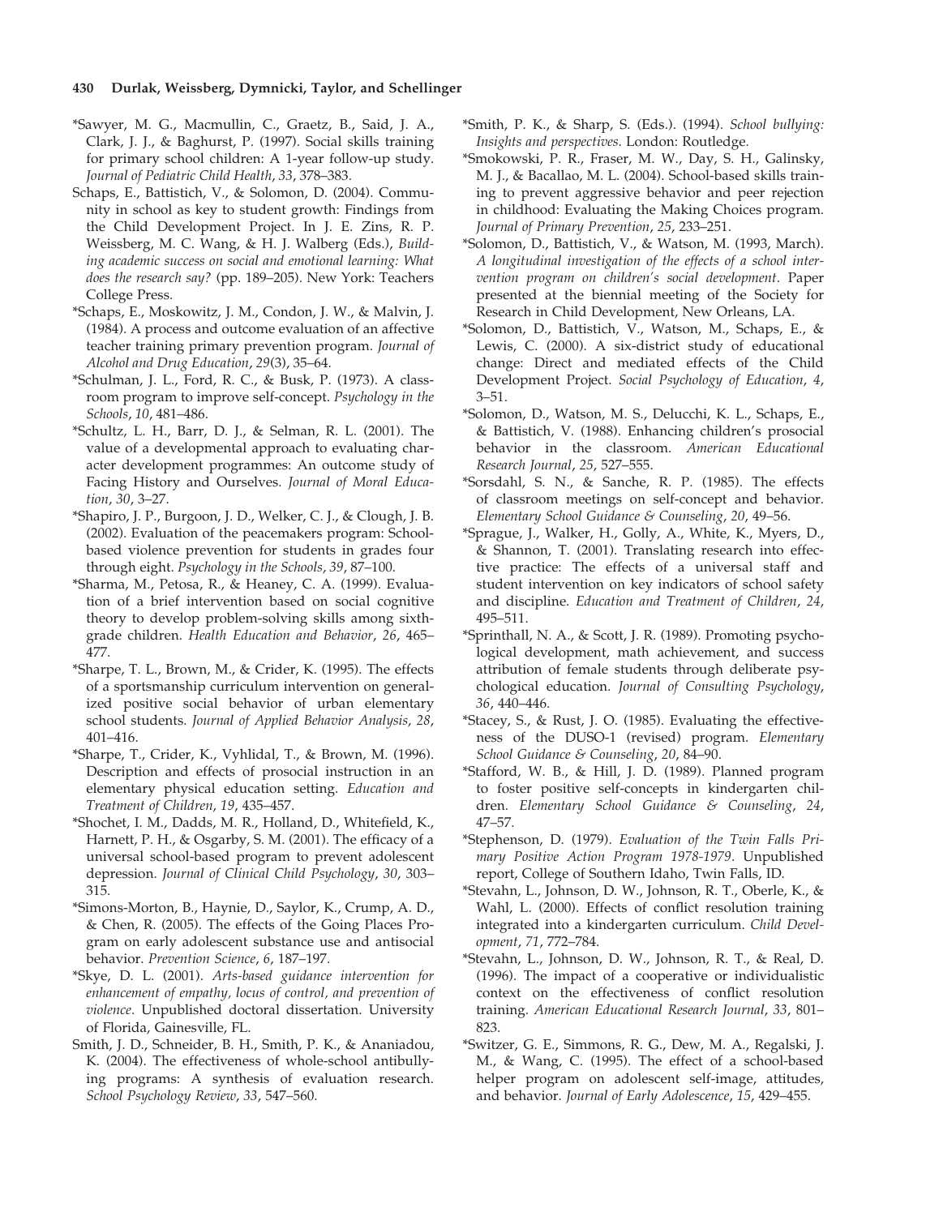*Sawyer, M. G., Macmullin, C., Graetz, B., Said, J. A., Clark, J. J., & Baghurst, P. (1997). Social skills training for primary school children: A 1-year follow-up study. *Journal of Pediatric Child Health*, *33*, 378–383.

Schaps, E., Battistich, V., & Solomon, D. (2004). Community in school as key to student growth: Findings from the Child Development Project. In J. E. Zins, R. P. Weissberg, M. C. Wang, & H. J. Walberg (Eds.), *Building academic success on social and emotional learning: What does the research say?* (pp. 189–205). New York: Teachers College Press.

*Schaps, E., Moskowitz, J. M., Condon, J. W., & Malvin, J. (1984). A process and outcome evaluation of an affective teacher training primary prevention program. *Journal of Alcohol and Drug Education*, *29*(3), 35–64.

*Schulman, J. L., Ford, R. C., & Busk, P. (1973). A classroom program to improve self-concept. *Psychology in the Schools*, *10*, 481–486.

*Schultz, L. H., Barr, D. J., & Selman, R. L. (2001). The value of a developmental approach to evaluating character development programmes: An outcome study of Facing History and Ourselves. *Journal of Moral Education*, *30*, 3–27.

*Shapiro, J. P., Burgoon, J. D., Welker, C. J., & Clough, J. B. (2002). Evaluation of the peacemakers program: School-based violence prevention for students in grades four through eight. *Psychology in the Schools*, *39*, 87–100.

*Sharma, M., Petosa, R., & Heaney, C. A. (1999). Evaluation of a brief intervention based on social cognitive theory to develop problem-solving skills among sixth-grade children. *Health Education and Behavior*, *26*, 465–477.

*Sharpe, T. L., Brown, M., & Crider, K. (1995). The effects of a sportsmanship curriculum intervention on generalized positive social behavior of urban elementary school students. *Journal of Applied Behavior Analysis*, *28*, 401–416.

*Sharpe, T., Crider, K., Vyhlidal, T., & Brown, M. (1996). Description and effects of prosocial instruction in an elementary physical education setting. *Education and Treatment of Children*, *19*, 435–457.

*Shochet, I. M., Dadds, M. R., Holland, D., Whitefield, K., Harnett, P. H., & Osgarby, S. M. (2001). The efficacy of a universal school-based program to prevent adolescent depression. *Journal of Clinical Child Psychology*, *30*, 303–315.

*Simons-Morton, B., Haynie, D., Saylor, K., Crump, A. D., & Chen, R. (2005). The effects of the Going Places Program on early adolescent substance use and antisocial behavior. *Prevention Science*, *6*, 187–197.

*Skye, D. L. (2001). *Arts-based guidance intervention for enhancement of empathy, locus of control, and prevention of violence*. Unpublished doctoral dissertation. University of Florida, Gainesville, FL.

Smith, J. D., Schneider, B. H., Smith, P. K., & Ananiadou, K. (2004). The effectiveness of whole-school antibullying programs: A synthesis of evaluation research. *School Psychology Review*, *33*, 547–560.

*Smith, P. K., & Sharp, S. (Eds.). (1994). *School bullying: Insights and perspectives*. London: Routledge.

*Smokowski, P. R., Fraser, M. W., Day, S. H., Galinsky, M. J., & Bacallao, M. L. (2004). School-based skills training to prevent aggressive behavior and peer rejection in childhood: Evaluating the Making Choices program. *Journal of Primary Prevention*, *25*, 233–251.

*Solomon, D., Battistich, V., & Watson, M. (1993, March). *A longitudinal investigation of the effects of a school intervention program on children's social development*. Paper presented at the biennial meeting of the Society for Research in Child Development, New Orleans, LA.

*Solomon, D., Battistich, V., Watson, M., Schaps, E., & Lewis, C. (2000). A six-district study of educational change: Direct and mediated effects of the Child Development Project. *Social Psychology of Education*, *4*, 3–51.

*Solomon, D., Watson, M. S., Delucchi, K. L., Schaps, E., & Battistich, V. (1988). Enhancing children's prosocial behavior in the classroom. *American Educational Research Journal*, *25*, 527–555.

*Sorsdahl, S. N., & Sanche, R. P. (1985). The effects of classroom meetings on self-concept and behavior. *Elementary School Guidance & Counseling*, *20*, 49–56.

*Sprague, J., Walker, H., Golly, A., White, K., Myers, D., & Shannon, T. (2001). Translating research into effective practice: The effects of a universal staff and student intervention on key indicators of school safety and discipline. *Education and Treatment of Children*, *24*, 495–511.

*Sprinthall, N. A., & Scott, J. R. (1989). Promoting psychological development, math achievement, and success attribution of female students through deliberate psychological education. *Journal of Consulting Psychology*, *36*, 440–446.

*Stacey, S., & Rust, J. O. (1985). Evaluating the effectiveness of the DUSO-1 (revised) program. *Elementary School Guidance & Counseling*, *20*, 84–90.

*Stafford, W. B., & Hill, J. D. (1989). Planned program to foster positive self-concepts in kindergarten children. *Elementary School Guidance & Counseling*, *24*, 47–57.

*Stephenson, D. (1979). *Evaluation of the Twin Falls Primary Positive Action Program 1978-1979*. Unpublished report, College of Southern Idaho, Twin Falls, ID.

*Stevahn, L., Johnson, D. W., Johnson, R. T., Oberle, K., & Wahl, L. (2000). Effects of conflict resolution training integrated into a kindergarten curriculum. *Child Development*, *71*, 772–784.

*Stevahn, L., Johnson, D. W., Johnson, R. T., & Real, D. (1996). The impact of a cooperative or individualistic context on the effectiveness of conflict resolution training. *American Educational Research Journal*, *33*, 801–823.

*Switzer, G. E., Simmons, R. G., Dew, M. A., Regalski, J. M., & Wang, C. (1995). The effect of a school-based helper program on adolescent self-image, attitudes, and behavior. *Journal of Early Adolescence*, *15*, 429–455.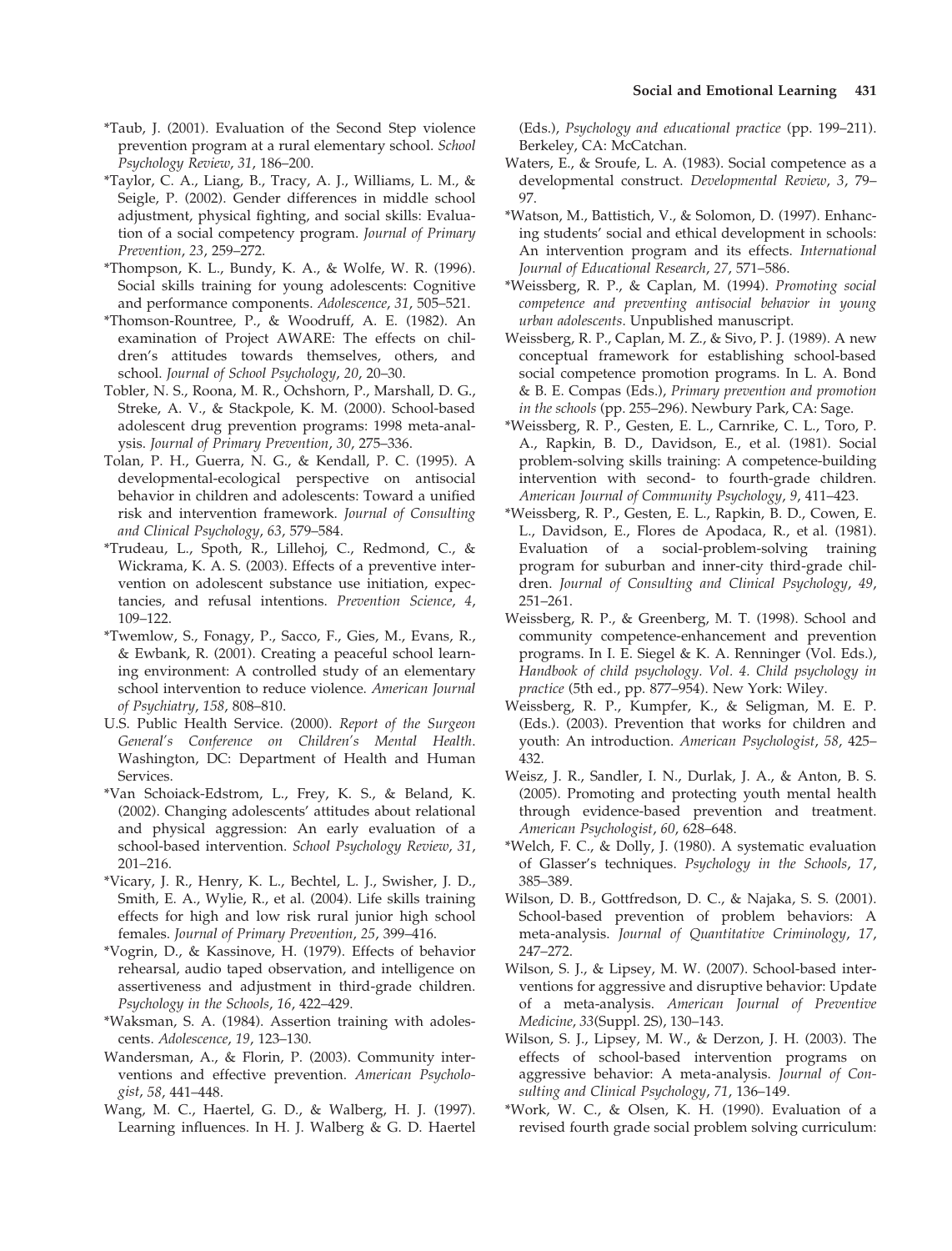*Taub, J. (2001). Evaluation of the Second Step violence prevention program at a rural elementary school. *School Psychology Review*, *31*, 186–200.

*Taylor, C. A., Liang, B., Tracy, A. J., Williams, L. M., & Seigle, P. (2002). Gender differences in middle school adjustment, physical fighting, and social skills: Evaluation of a social competency program. *Journal of Primary Prevention*, *23*, 259–272.

*Thompson, K. L., Bundy, K. A., & Wolfe, W. R. (1996). Social skills training for young adolescents: Cognitive and performance components. *Adolescence*, *31*, 505–521.

*Thomson-Rountree, P., & Woodruff, A. E. (1982). An examination of Project AWARE: The effects on children's attitudes towards themselves, others, and school. *Journal of School Psychology*, *20*, 20–30.

Tobler, N. S., Roona, M. R., Ochshorn, P., Marshall, D. G., Streke, A. V., & Stackpole, K. M. (2000). School-based adolescent drug prevention programs: 1998 meta-analysis. *Journal of Primary Prevention*, *30*, 275–336.

Tolan, P. H., Guerra, N. G., & Kendall, P. C. (1995). A developmental-ecological perspective on antisocial behavior in children and adolescents: Toward a unified risk and intervention framework. *Journal of Consulting and Clinical Psychology*, *63*, 579–584.

*Trudeau, L., Spoth, R., Lillehoj, C., Redmond, C., & Wickrama, K. A. S. (2003). Effects of a preventive intervention on adolescent substance use initiation, expectancies, and refusal intentions. *Prevention Science*, *4*, 109–122.

*Twemlow, S., Fonagy, P., Sacco, F., Gies, M., Evans, R., & Ewbank, R. (2001). Creating a peaceful school learning environment: A controlled study of an elementary school intervention to reduce violence. *American Journal of Psychiatry*, *158*, 808–810.

U.S. Public Health Service. (2000). *Report of the Surgeon General's Conference on Children's Mental Health*. Washington, DC: Department of Health and Human Services.

*Van Schoiack-Edstrom, L., Frey, K. S., & Beland, K. (2002). Changing adolescents' attitudes about relational and physical aggression: An early evaluation of a school-based intervention. *School Psychology Review*, *31*, 201–216.

*Vicary, J. R., Henry, K. L., Bechtel, L. J., Swisher, J. D., Smith, E. A., Wylie, R., et al. (2004). Life skills training effects for high and low risk rural junior high school females. *Journal of Primary Prevention*, *25*, 399–416.

*Vogrin, D., & Kassinove, H. (1979). Effects of behavior rehearsal, audio taped observation, and intelligence on assertiveness and adjustment in third-grade children. *Psychology in the Schools*, *16*, 422–429.

*Waksman, S. A. (1984). Assertion training with adolescents. *Adolescence*, *19*, 123–130.

Wandersman, A., & Florin, P. (2003). Community interventions and effective prevention. *American Psychologist*, *58*, 441–448.

Wang, M. C., Haertel, G. D., & Walberg, H. J. (1997). Learning influences. In H. J. Walberg & G. D. Haertel (Eds.), *Psychology and educational practice* (pp. 199–211). Berkeley, CA: McCatchan.

Waters, E., & Sroufe, L. A. (1983). Social competence as a developmental construct. *Developmental Review*, *3*, 79–97.

*Watson, M., Battistich, V., & Solomon, D. (1997). Enhancing students' social and ethical development in schools: An intervention program and its effects. *International Journal of Educational Research*, *27*, 571–586.

*Weissberg, R. P., & Caplan, M. (1994). *Promoting social competence and preventing antisocial behavior in young urban adolescents*. Unpublished manuscript.

Weissberg, R. P., Caplan, M. Z., & Sivo, P. J. (1989). A new conceptual framework for establishing school-based social competence promotion programs. In L. A. Bond & B. E. Compas (Eds.), *Primary prevention and promotion in the schools* (pp. 255–296). Newbury Park, CA: Sage.

*Weissberg, R. P., Gesten, E. L., Carnrike, C. L., Toro, P. A., Rapkin, B. D., Davidson, E., et al. (1981). Social problem-solving skills training: A competence-building intervention with second- to fourth-grade children. *American Journal of Community Psychology*, *9*, 411–423.

*Weissberg, R. P., Gesten, E. L., Rapkin, B. D., Cowen, E. L., Davidson, E., Flores de Apodaca, R., et al. (1981). Evaluation of a social-problem-solving training program for suburban and inner-city third-grade children. *Journal of Consulting and Clinical Psychology*, *49*, 251–261.

Weissberg, R. P., & Greenberg, M. T. (1998). School and community competence-enhancement and prevention programs. In I. E. Siegel & K. A. Renninger (Vol. Eds.), *Handbook of child psychology. Vol. 4. Child psychology in practice* (5th ed., pp. 877–954). New York: Wiley.

Weissberg, R. P., Kumpfer, K., & Seligman, M. E. P. (Eds.). (2003). Prevention that works for children and youth: An introduction. *American Psychologist*, *58*, 425–432.

Weisz, J. R., Sandler, I. N., Durlak, J. A., & Anton, B. S. (2005). Promoting and protecting youth mental health through evidence-based prevention and treatment. *American Psychologist*, *60*, 628–648.

*Welch, F. C., & Dolly, J. (1980). A systematic evaluation of Glasser's techniques. *Psychology in the Schools*, *17*, 385–389.

Wilson, D. B., Gottfredson, D. C., & Najaka, S. S. (2001). School-based prevention of problem behaviors: A meta-analysis. *Journal of Quantitative Criminology*, *17*, 247–272.

Wilson, S. J., & Lipsey, M. W. (2007). School-based interventions for aggressive and disruptive behavior: Update of a meta-analysis. *American Journal of Preventive Medicine*, *33*(Suppl. 2S), 130–143.

Wilson, S. J., Lipsey, M. W., & Derzon, J. H. (2003). The effects of school-based intervention programs on aggressive behavior: A meta-analysis. *Journal of Consulting and Clinical Psychology*, *71*, 136–149.

*Work, W. C., & Olsen, K. H. (1990). Evaluation of a revised fourth grade social problem solving curriculum: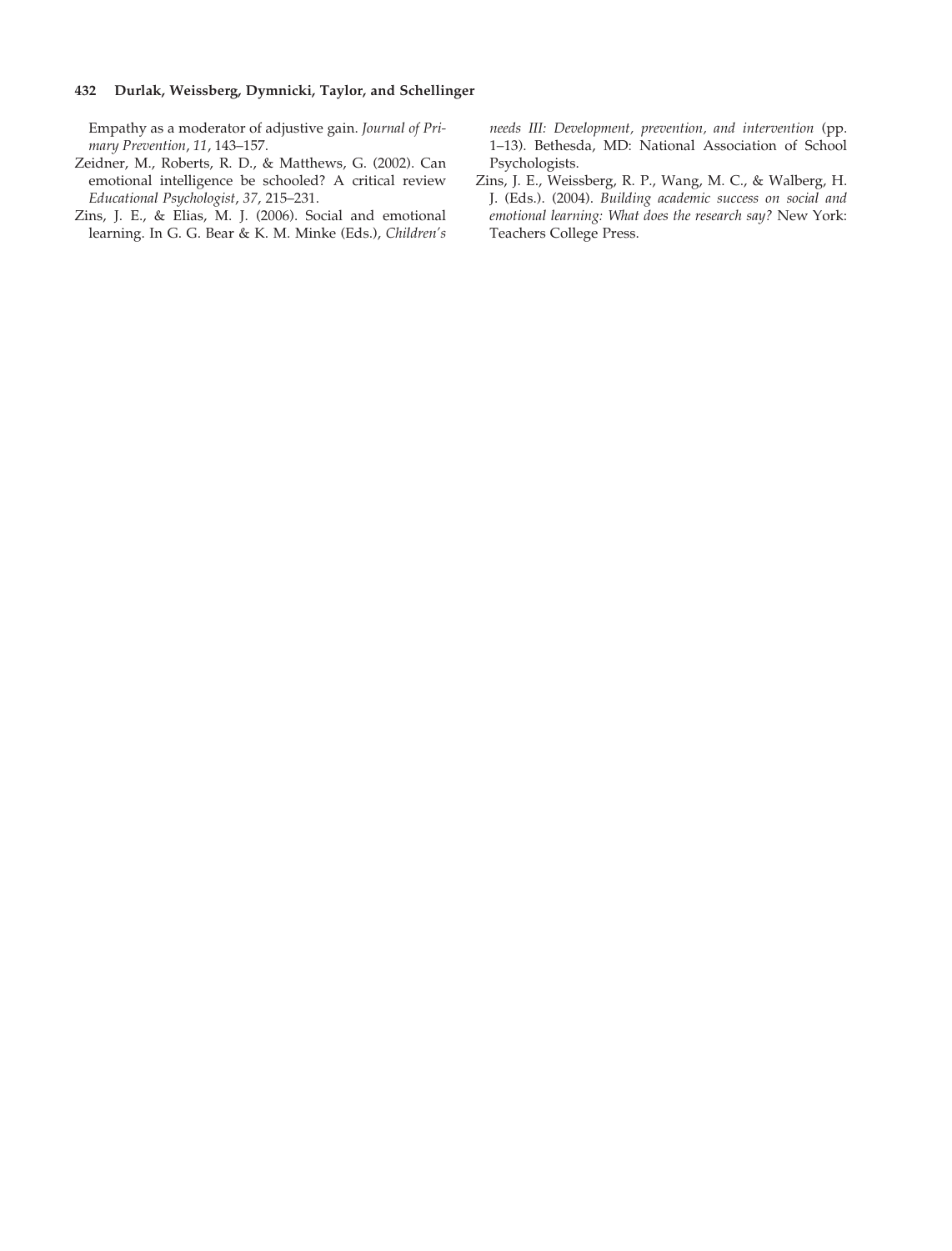Empathy as a moderator of adjustive gain. *Journal of Primary Prevention*, *11*, 143–157.

Zeidner, M., Roberts, R. D., & Matthews, G. (2002). Can emotional intelligence be schooled? A critical review *Educational Psychologist*, *37*, 215–231.

Zins, J. E., & Elias, M. J. (2006). Social and emotional learning. In G. G. Bear & K. M. Minke (Eds.), *Children's needs III: Development, prevention, and intervention* (pp. 1–13). Bethesda, MD: National Association of School Psychologists.

Zins, J. E., Weissberg, R. P., Wang, M. C., & Walberg, H. J. (Eds.). (2004). *Building academic success on social and emotional learning: What does the research say?* New York: Teachers College Press.